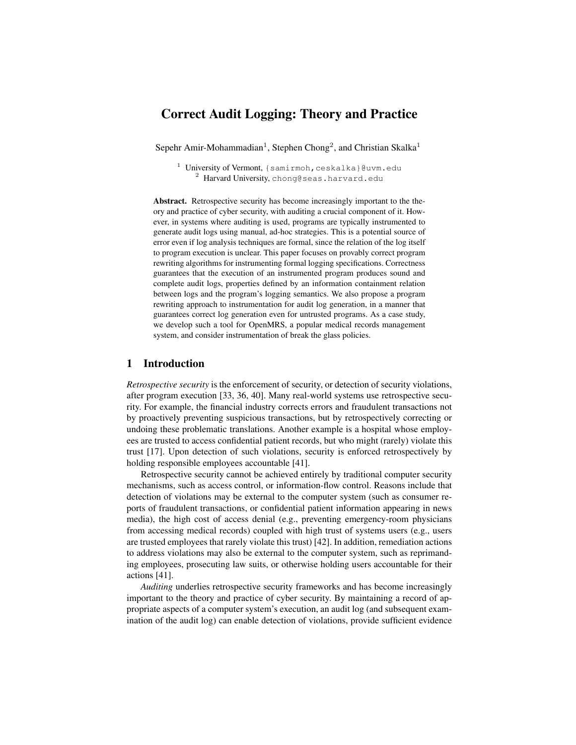# Correct Audit Logging: Theory and Practice

Sepehr Amir-Mohammadian[1], Stephen Chong[2], and Christian Skalka[1]

[1] University of Vermont, {samirmoh,ceskalka}@uvm.edu
[2] Harvard University, chong@seas.harvard.edu

**Abstract.** Retrospective security has become increasingly important to the theory and practice of cyber security, with auditing a crucial component of it. However, in systems where auditing is used, programs are typically instrumented to generate audit logs using manual, ad-hoc strategies. This is a potential source of error even if log analysis techniques are formal, since the relation of the log itself to program execution is unclear. This paper focuses on provably correct program rewriting algorithms for instrumenting formal logging specifications. Correctness guarantees that the execution of an instrumented program produces sound and complete audit logs, properties defined by an information containment relation between logs and the program's logging semantics. We also propose a program rewriting approach to instrumentation for audit log generation, in a manner that guarantees correct log generation even for untrusted programs. As a case study, we develop such a tool for OpenMRS, a popular medical records management system, and consider instrumentation of break the glass policies.

## 1 Introduction

*Retrospective security* is the enforcement of security, or detection of security violations, after program execution [33, 36, 40]. Many real-world systems use retrospective security. For example, the financial industry corrects errors and fraudulent transactions not by proactively preventing suspicious transactions, but by retrospectively correcting or undoing these problematic translations. Another example is a hospital whose employees are trusted to access confidential patient records, but who might (rarely) violate this trust [17]. Upon detection of such violations, security is enforced retrospectively by holding responsible employees accountable [41].

Retrospective security cannot be achieved entirely by traditional computer security mechanisms, such as access control, or information-flow control. Reasons include that detection of violations may be external to the computer system (such as consumer reports of fraudulent transactions, or confidential patient information appearing in news media), the high cost of access denial (e.g., preventing emergency-room physicians from accessing medical records) coupled with high trust of systems users (e.g., users are trusted employees that rarely violate this trust) [42]. In addition, remediation actions to address violations may also be external to the computer system, such as reprimanding employees, prosecuting law suits, or otherwise holding users accountable for their actions [41].

*Auditing* underlies retrospective security frameworks and has become increasingly important to the theory and practice of cyber security. By maintaining a record of appropriate aspects of a computer system's execution, an audit log (and subsequent examination of the audit log) can enable detection of violations, provide sufficient evidence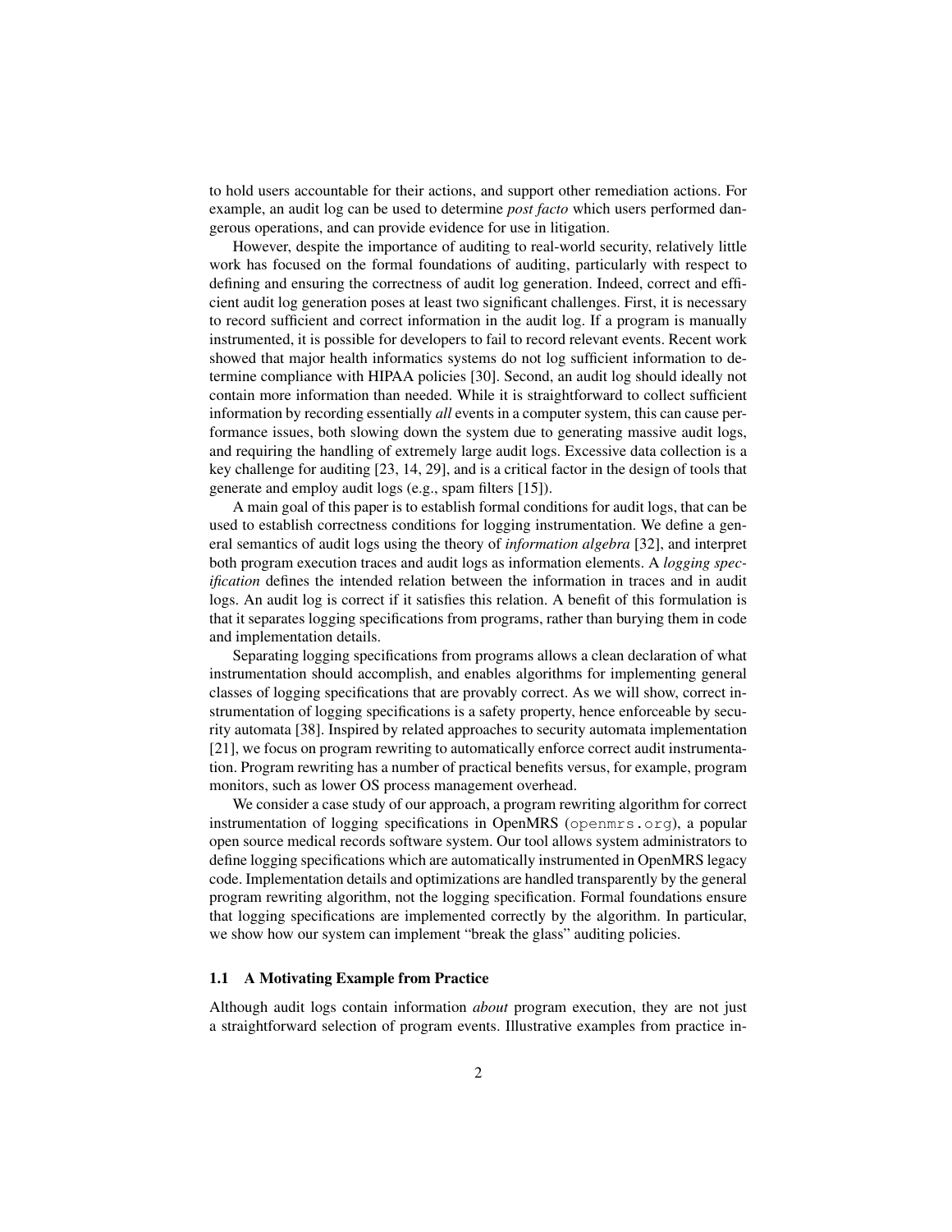to hold users accountable for their actions, and support other remediation actions. For example, an audit log can be used to determine *post facto* which users performed dangerous operations, and can provide evidence for use in litigation.

However, despite the importance of auditing to real-world security, relatively little work has focused on the formal foundations of auditing, particularly with respect to defining and ensuring the correctness of audit log generation. Indeed, correct and efficient audit log generation poses at least two significant challenges. First, it is necessary to record sufficient and correct information in the audit log. If a program is manually instrumented, it is possible for developers to fail to record relevant events. Recent work showed that major health informatics systems do not log sufficient information to determine compliance with HIPAA policies [30]. Second, an audit log should ideally not contain more information than needed. While it is straightforward to collect sufficient information by recording essentially *all* events in a computer system, this can cause performance issues, both slowing down the system due to generating massive audit logs, and requiring the handling of extremely large audit logs. Excessive data collection is a key challenge for auditing [23, 14, 29], and is a critical factor in the design of tools that generate and employ audit logs (e.g., spam filters [15]).

A main goal of this paper is to establish formal conditions for audit logs, that can be used to establish correctness conditions for logging instrumentation. We define a general semantics of audit logs using the theory of *information algebra* [32], and interpret both program execution traces and audit logs as information elements. A *logging specification* defines the intended relation between the information in traces and in audit logs. An audit log is correct if it satisfies this relation. A benefit of this formulation is that it separates logging specifications from programs, rather than burying them in code and implementation details.

Separating logging specifications from programs allows a clean declaration of what instrumentation should accomplish, and enables algorithms for implementing general classes of logging specifications that are provably correct. As we will show, correct instrumentation of logging specifications is a safety property, hence enforceable by security automata [38]. Inspired by related approaches to security automata implementation [21], we focus on program rewriting to automatically enforce correct audit instrumentation. Program rewriting has a number of practical benefits versus, for example, program monitors, such as lower OS process management overhead.

We consider a case study of our approach, a program rewriting algorithm for correct instrumentation of logging specifications in OpenMRS (`openmrs.org`), a popular open source medical records software system. Our tool allows system administrators to define logging specifications which are automatically instrumented in OpenMRS legacy code. Implementation details and optimizations are handled transparently by the general program rewriting algorithm, not the logging specification. Formal foundations ensure that logging specifications are implemented correctly by the algorithm. In particular, we show how our system can implement "break the glass" auditing policies.

### 1.1 A Motivating Example from Practice

Although audit logs contain information *about* program execution, they are not just a straightforward selection of program events. Illustrative examples from practice in-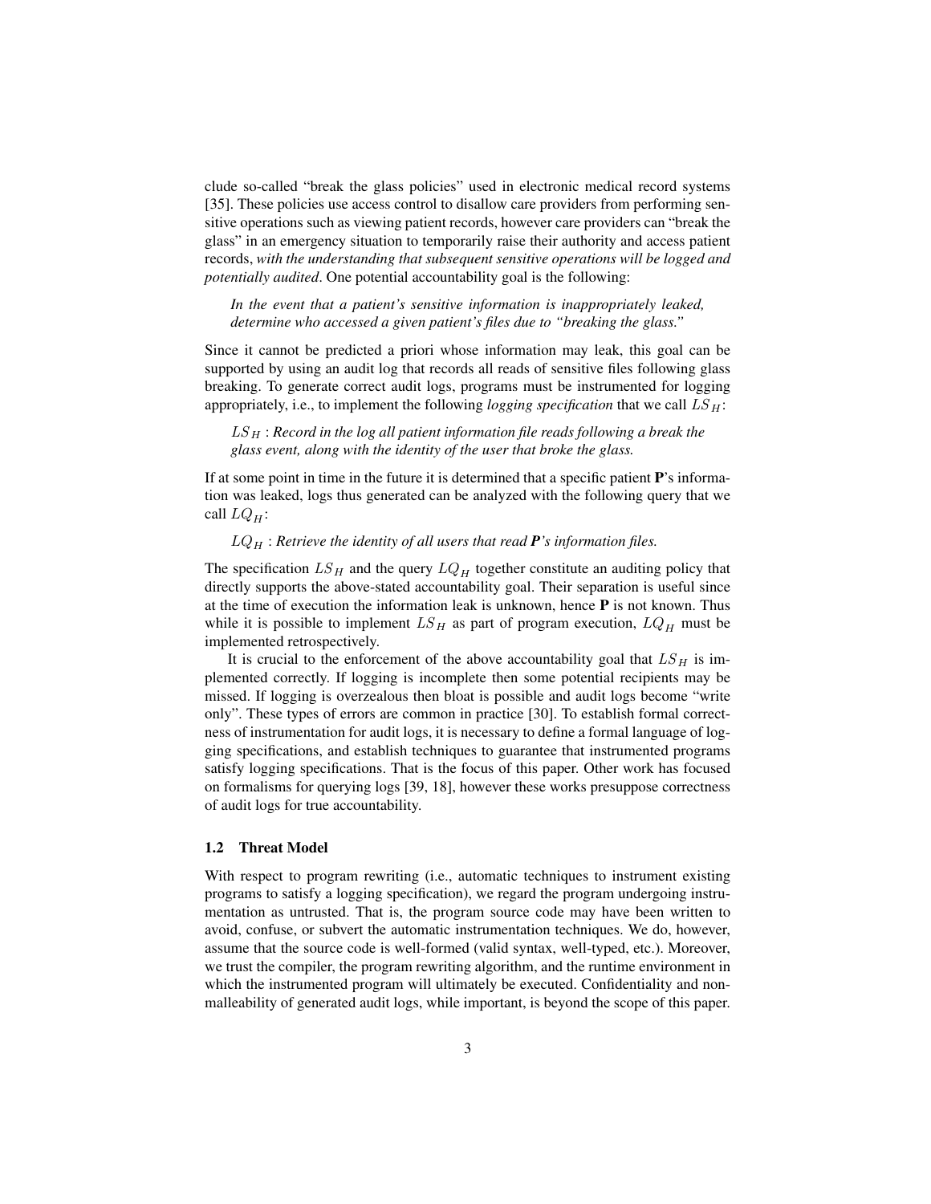clude so-called "break the glass policies" used in electronic medical record systems [35]. These policies use access control to disallow care providers from performing sensitive operations such as viewing patient records, however care providers can "break the glass" in an emergency situation to temporarily raise their authority and access patient records, *with the understanding that subsequent sensitive operations will be logged and potentially audited*. One potential accountability goal is the following:

> *In the event that a patient's sensitive information is inappropriately leaked, determine who accessed a given patient's files due to "breaking the glass."*

Since it cannot be predicted a priori whose information may leak, this goal can be supported by using an audit log that records all reads of sensitive files following glass breaking. To generate correct audit logs, programs must be instrumented for logging appropriately, i.e., to implement the following *logging specification* that we call $LS_H$:

> $LS_H$ : *Record in the log all patient information file reads following a break the glass event, along with the identity of the user that broke the glass.*

If at some point in time in the future it is determined that a specific patient **P**'s information was leaked, logs thus generated can be analyzed with the following query that we call $LQ_H$:

> $LQ_H$ : *Retrieve the identity of all users that read **P**'s information files.*

The specification $LS_H$ and the query $LQ_H$ together constitute an auditing policy that directly supports the above-stated accountability goal. Their separation is useful since at the time of execution the information leak is unknown, hence **P** is not known. Thus while it is possible to implement $LS_H$ as part of program execution, $LQ_H$ must be implemented retrospectively.

It is crucial to the enforcement of the above accountability goal that $LS_H$ is implemented correctly. If logging is incomplete then some potential recipients may be missed. If logging is overzealous then bloat is possible and audit logs become "write only". These types of errors are common in practice [30]. To establish formal correctness of instrumentation for audit logs, it is necessary to define a formal language of logging specifications, and establish techniques to guarantee that instrumented programs satisfy logging specifications. That is the focus of this paper. Other work has focused on formalisms for querying logs [39, 18], however these works presuppose correctness of audit logs for true accountability.

### 1.2 Threat Model

With respect to program rewriting (i.e., automatic techniques to instrument existing programs to satisfy a logging specification), we regard the program undergoing instrumentation as untrusted. That is, the program source code may have been written to avoid, confuse, or subvert the automatic instrumentation techniques. We do, however, assume that the source code is well-formed (valid syntax, well-typed, etc.). Moreover, we trust the compiler, the program rewriting algorithm, and the runtime environment in which the instrumented program will ultimately be executed. Confidentiality and non-malleability of generated audit logs, while important, is beyond the scope of this paper.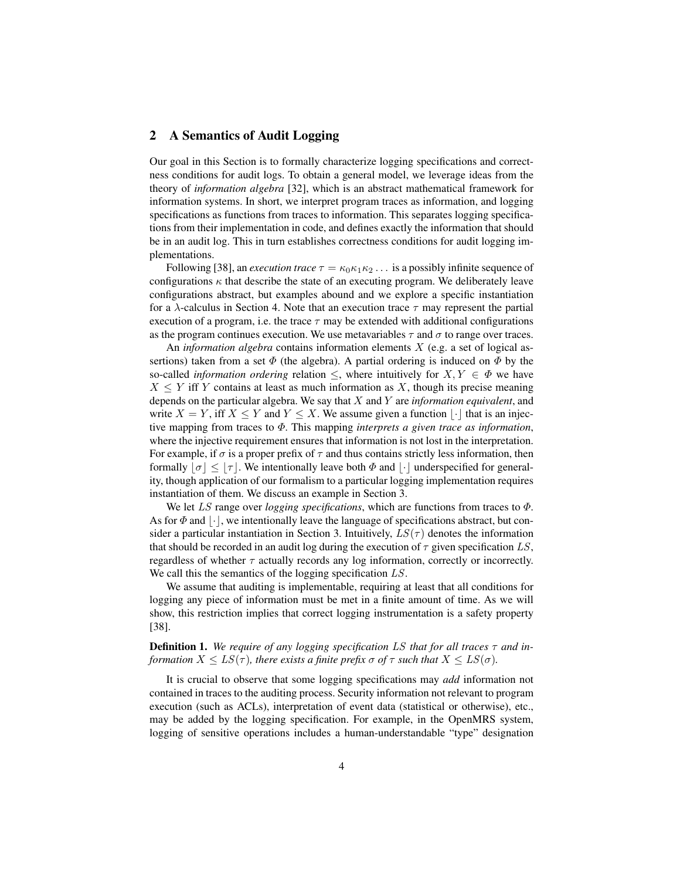## 2 A Semantics of Audit Logging

Our goal in this Section is to formally characterize logging specifications and correctness conditions for audit logs. To obtain a general model, we leverage ideas from the theory of *information algebra* [32], which is an abstract mathematical framework for information systems. In short, we interpret program traces as information, and logging specifications as functions from traces to information. This separates logging specifications from their implementation in code, and defines exactly the information that should be in an audit log. This in turn establishes correctness conditions for audit logging implementations.

Following [38], an *execution trace* $\tau = \kappa_0\kappa_1\kappa_2\ldots$ is a possibly infinite sequence of configurations $\kappa$ that describe the state of an executing program. We deliberately leave configurations abstract, but examples abound and we explore a specific instantiation for a $\lambda$-calculus in Section 4. Note that an execution trace $\tau$ may represent the partial execution of a program, i.e. the trace $\tau$ may be extended with additional configurations as the program continues execution. We use metavariables $\tau$ and $\sigma$ to range over traces.

An *information algebra* contains information elements $X$ (e.g. a set of logical assertions) taken from a set $\Phi$ (the algebra). A partial ordering is induced on $\Phi$ by the so-called *information ordering* relation $\leq$, where intuitively for $X, Y \in \Phi$ we have $X \leq Y$ iff $Y$ contains at least as much information as $X$, though its precise meaning depends on the particular algebra. We say that $X$ and $Y$ are *information equivalent*, and write $X = Y$, iff $X \leq Y$ and $Y \leq X$. We assume given a function $\lfloor \cdot \rfloor$ that is an injective mapping from traces to $\Phi$. This mapping *interprets a given trace as information*, where the injective requirement ensures that information is not lost in the interpretation. For example, if $\sigma$ is a proper prefix of $\tau$ and thus contains strictly less information, then formally $\lfloor \sigma \rfloor \leq \lfloor \tau \rfloor$. We intentionally leave both $\Phi$ and $\lfloor \cdot \rfloor$ underspecified for generality, though application of our formalism to a particular logging implementation requires instantiation of them. We discuss an example in Section 3.

We let $LS$ range over *logging specifications*, which are functions from traces to $\Phi$. As for $\Phi$ and $\lfloor \cdot \rfloor$, we intentionally leave the language of specifications abstract, but consider a particular instantiation in Section 3. Intuitively, $LS(\tau)$ denotes the information that should be recorded in an audit log during the execution of $\tau$ given specification $LS$, regardless of whether $\tau$ actually records any log information, correctly or incorrectly. We call this the semantics of the logging specification $LS$.

We assume that auditing is implementable, requiring at least that all conditions for logging any piece of information must be met in a finite amount of time. As we will show, this restriction implies that correct logging instrumentation is a safety property [38].

**Definition 1.** *We require of any logging specification $LS$ that for all traces $\tau$ and information $X \leq LS(\tau)$, there exists a finite prefix $\sigma$ of $\tau$ such that $X \leq LS(\sigma)$.*

It is crucial to observe that some logging specifications may *add* information not contained in traces to the auditing process. Security information not relevant to program execution (such as ACLs), interpretation of event data (statistical or otherwise), etc., may be added by the logging specification. For example, in the OpenMRS system, logging of sensitive operations includes a human-understandable "type" designation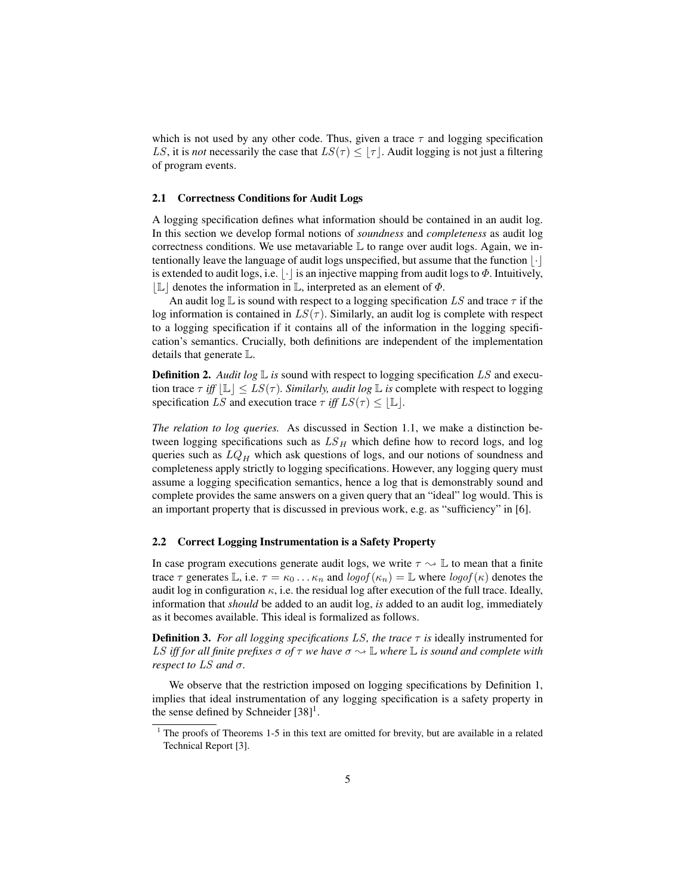which is not used by any other code. Thus, given a trace $\tau$ and logging specification $LS$, it is *not* necessarily the case that $LS(\tau) \leq \lfloor \tau \rfloor$. Audit logging is not just a filtering of program events.

### 2.1 Correctness Conditions for Audit Logs

A logging specification defines what information should be contained in an audit log. In this section we develop formal notions of *soundness* and *completeness* as audit log correctness conditions. We use metavariable $\mathbb{L}$ to range over audit logs. Again, we intentionally leave the language of audit logs unspecified, but assume that the function $\lfloor \cdot \rfloor$ is extended to audit logs, i.e. $\lfloor \cdot \rfloor$ is an injective mapping from audit logs to $\Phi$. Intuitively, $\lfloor \mathbb{L} \rfloor$ denotes the information in $\mathbb{L}$, interpreted as an element of $\Phi$.

An audit log $\mathbb{L}$ is sound with respect to a logging specification $LS$ and trace $\tau$ if the log information is contained in $LS(\tau)$. Similarly, an audit log is complete with respect to a logging specification if it contains all of the information in the logging specification's semantics. Crucially, both definitions are independent of the implementation details that generate $\mathbb{L}$.

**Definition 2.** *Audit log $\mathbb{L}$ is* sound with respect to logging specification $LS$ and execution trace $\tau$ *iff $\lfloor \mathbb{L} \rfloor \leq LS(\tau)$. Similarly, audit log $\mathbb{L}$ is* complete with respect to logging specification $LS$ and execution trace $\tau$ *iff $LS(\tau) \leq \lfloor \mathbb{L} \rfloor$.*

*The relation to log queries.* As discussed in Section 1.1, we make a distinction between logging specifications such as $LS_H$ which define how to record logs, and log queries such as $LQ_H$ which ask questions of logs, and our notions of soundness and completeness apply strictly to logging specifications. However, any logging query must assume a logging specification semantics, hence a log that is demonstrably sound and complete provides the same answers on a given query that an "ideal" log would. This is an important property that is discussed in previous work, e.g. as "sufficiency" in [6].

### 2.2 Correct Logging Instrumentation is a Safety Property

In case program executions generate audit logs, we write $\tau \rightsquigarrow \mathbb{L}$ to mean that a finite trace $\tau$ generates $\mathbb{L}$, i.e. $\tau = \kappa_0 \ldots \kappa_n$ and $\mathit{logof}(\kappa_n) = \mathbb{L}$ where $\mathit{logof}(\kappa)$ denotes the audit log in configuration $\kappa$, i.e. the residual log after execution of the full trace. Ideally, information that *should* be added to an audit log, *is* added to an audit log, immediately as it becomes available. This ideal is formalized as follows.

**Definition 3.** *For all logging specifications $LS$, the trace $\tau$ is* ideally instrumented for *$LS$ iff for all finite prefixes $\sigma$ of $\tau$ we have $\sigma \rightsquigarrow \mathbb{L}$ where $\mathbb{L}$ is sound and complete with respect to $LS$ and $\sigma$.*

We observe that the restriction imposed on logging specifications by Definition 1, implies that ideal instrumentation of any logging specification is a safety property in the sense defined by Schneider [38][1].

[1] The proofs of Theorems 1-5 in this text are omitted for brevity, but are available in a related Technical Report [3].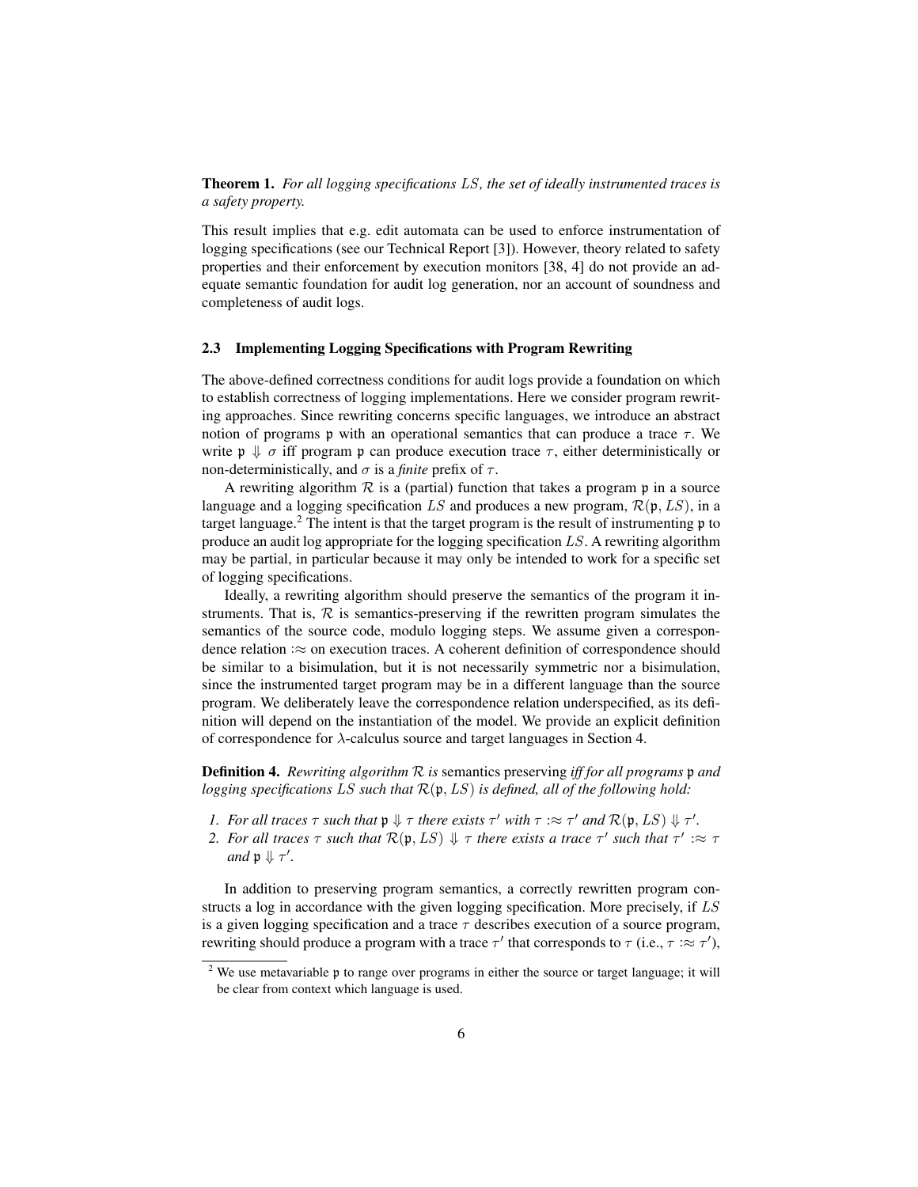**Theorem 1.** *For all logging specifications $LS$, the set of ideally instrumented traces is a safety property.*

This result implies that e.g. edit automata can be used to enforce instrumentation of logging specifications (see our Technical Report [3]). However, theory related to safety properties and their enforcement by execution monitors [38, 4] do not provide an adequate semantic foundation for audit log generation, nor an account of soundness and completeness of audit logs.

### 2.3 Implementing Logging Specifications with Program Rewriting

The above-defined correctness conditions for audit logs provide a foundation on which to establish correctness of logging implementations. Here we consider program rewriting approaches. Since rewriting concerns specific languages, we introduce an abstract notion of programs $\mathfrak{p}$ with an operational semantics that can produce a trace $\tau$. We write $\mathfrak{p} \Downarrow \sigma$ iff program $\mathfrak{p}$ can produce execution trace $\tau$, either deterministically or non-deterministically, and $\sigma$ is a *finite* prefix of $\tau$.

A rewriting algorithm $\mathcal{R}$ is a (partial) function that takes a program $\mathfrak{p}$ in a source language and a logging specification $LS$ and produces a new program, $\mathcal{R}(\mathfrak{p}, LS)$, in a target language.[2] The intent is that the target program is the result of instrumenting $\mathfrak{p}$ to produce an audit log appropriate for the logging specification $LS$. A rewriting algorithm may be partial, in particular because it may only be intended to work for a specific set of logging specifications.

Ideally, a rewriting algorithm should preserve the semantics of the program it instruments. That is, $\mathcal{R}$ is semantics-preserving if the rewritten program simulates the semantics of the source code, modulo logging steps. We assume given a correspondence relation $:\approx$ on execution traces. A coherent definition of correspondence should be similar to a bisimulation, but it is not necessarily symmetric nor a bisimulation, since the instrumented target program may be in a different language than the source program. We deliberately leave the correspondence relation underspecified, as its definition will depend on the instantiation of the model. We provide an explicit definition of correspondence for $\lambda$-calculus source and target languages in Section 4.

**Definition 4.** *Rewriting algorithm $\mathcal{R}$ is* semantics preserving *iff for all programs $\mathfrak{p}$ and logging specifications $LS$ such that $\mathcal{R}(\mathfrak{p}, LS)$ is defined, all of the following hold:*

1. *For all traces $\tau$ such that $\mathfrak{p} \Downarrow \tau$ there exists $\tau'$ with $\tau :\approx \tau'$ and $\mathcal{R}(\mathfrak{p}, LS) \Downarrow \tau'$.*
2. *For all traces $\tau$ such that $\mathcal{R}(\mathfrak{p}, LS) \Downarrow \tau$ there exists a trace $\tau'$ such that $\tau' :\approx \tau$ and $\mathfrak{p} \Downarrow \tau'$.*

In addition to preserving program semantics, a correctly rewritten program constructs a log in accordance with the given logging specification. More precisely, if $LS$ is a given logging specification and a trace $\tau$ describes execution of a source program, rewriting should produce a program with a trace $\tau'$ that corresponds to $\tau$ (i.e., $\tau :\approx \tau'$),

[2] We use metavariable $\mathfrak{p}$ to range over programs in either the source or target language; it will be clear from context which language is used.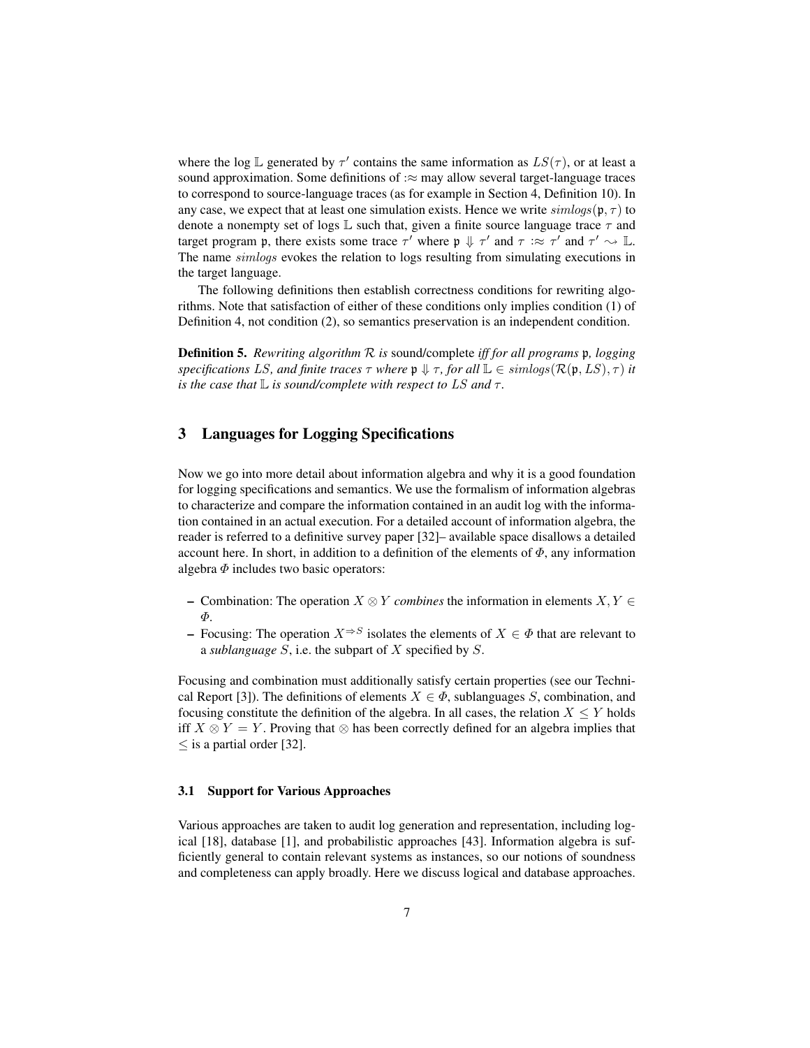where the log $\mathbb{L}$ generated by $\tau'$ contains the same information as $LS(\tau)$, or at least a sound approximation. Some definitions of $:\approx$ may allow several target-language traces to correspond to source-language traces (as for example in Section 4, Definition 10). In any case, we expect that at least one simulation exists. Hence we write $simlogs(\mathfrak{p}, \tau)$ to denote a nonempty set of logs $\mathbb{L}$ such that, given a finite source language trace $\tau$ and target program $\mathfrak{p}$, there exists some trace $\tau'$ where $\mathfrak{p} \Downarrow \tau'$ and $\tau :\approx \tau'$ and $\tau' \rightsquigarrow \mathbb{L}$. The name *simlogs* evokes the relation to logs resulting from simulating executions in the target language.

The following definitions then establish correctness conditions for rewriting algorithms. Note that satisfaction of either of these conditions only implies condition (1) of Definition 4, not condition (2), so semantics preservation is an independent condition.

**Definition 5.** *Rewriting algorithm $\mathcal{R}$ is* sound/complete *iff for all programs $\mathfrak{p}$, logging specifications $LS$, and finite traces $\tau$ where $\mathfrak{p} \Downarrow \tau$, for all $\mathbb{L} \in simlogs(\mathcal{R}(\mathfrak{p}, LS), \tau)$ it is the case that $\mathbb{L}$ is sound/complete with respect to $LS$ and $\tau$.*

## 3 Languages for Logging Specifications

Now we go into more detail about information algebra and why it is a good foundation for logging specifications and semantics. We use the formalism of information algebras to characterize and compare the information contained in an audit log with the information contained in an actual execution. For a detailed account of information algebra, the reader is referred to a definitive survey paper [32]– available space disallows a detailed account here. In short, in addition to a definition of the elements of $\Phi$, any information algebra $\Phi$ includes two basic operators:

- Combination: The operation $X \otimes Y$ *combines* the information in elements $X, Y \in \Phi$.
- Focusing: The operation $X^{\Rightarrow S}$ isolates the elements of $X \in \Phi$ that are relevant to a *sublanguage* $S$, i.e. the subpart of $X$ specified by $S$.

Focusing and combination must additionally satisfy certain properties (see our Technical Report [3]). The definitions of elements $X \in \Phi$, sublanguages $S$, combination, and focusing constitute the definition of the algebra. In all cases, the relation $X \leq Y$ holds iff $X \otimes Y = Y$. Proving that $\otimes$ has been correctly defined for an algebra implies that $\leq$ is a partial order [32].

### 3.1 Support for Various Approaches

Various approaches are taken to audit log generation and representation, including logical [18], database [1], and probabilistic approaches [43]. Information algebra is sufficiently general to contain relevant systems as instances, so our notions of soundness and completeness can apply broadly. Here we discuss logical and database approaches.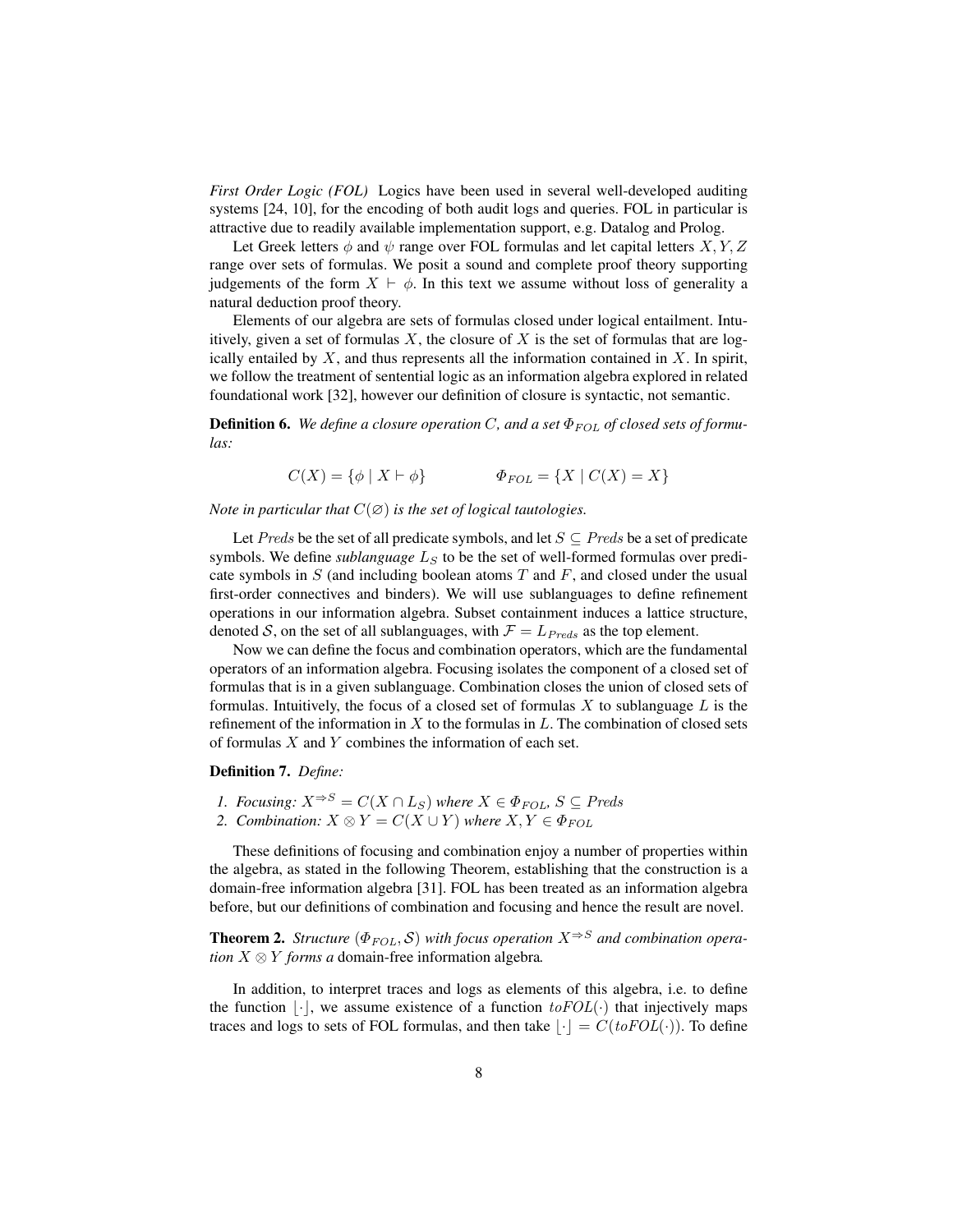*First Order Logic (FOL)* Logics have been used in several well-developed auditing systems [24, 10], for the encoding of both audit logs and queries. FOL in particular is attractive due to readily available implementation support, e.g. Datalog and Prolog.

Let Greek letters $\phi$ and $\psi$ range over FOL formulas and let capital letters $X, Y, Z$ range over sets of formulas. We posit a sound and complete proof theory supporting judgements of the form $X \vdash \phi$. In this text we assume without loss of generality a natural deduction proof theory.

Elements of our algebra are sets of formulas closed under logical entailment. Intuitively, given a set of formulas $X$, the closure of $X$ is the set of formulas that are logically entailed by $X$, and thus represents all the information contained in $X$. In spirit, we follow the treatment of sentential logic as an information algebra explored in related foundational work [32], however our definition of closure is syntactic, not semantic.

**Definition 6.** *We define a closure operation $C$, and a set $\Phi_{FOL}$ of closed sets of formulas:*

$$C(X) = \{\phi \mid X \vdash \phi\} \qquad\qquad \Phi_{FOL} = \{X \mid C(X) = X\}$$

*Note in particular that $C(\varnothing)$ is the set of logical tautologies.*

Let $Preds$ be the set of all predicate symbols, and let $S \subseteq Preds$ be a set of predicate symbols. We define *sublanguage* $L_S$ to be the set of well-formed formulas over predicate symbols in $S$ (and including boolean atoms $T$ and $F$, and closed under the usual first-order connectives and binders). We will use sublanguages to define refinement operations in our information algebra. Subset containment induces a lattice structure, denoted $\mathcal{S}$, on the set of all sublanguages, with $\mathcal{F} = L_{Preds}$ as the top element.

Now we can define the focus and combination operators, which are the fundamental operators of an information algebra. Focusing isolates the component of a closed set of formulas that is in a given sublanguage. Combination closes the union of closed sets of formulas. Intuitively, the focus of a closed set of formulas $X$ to sublanguage $L$ is the refinement of the information in $X$ to the formulas in $L$. The combination of closed sets of formulas $X$ and $Y$ combines the information of each set.

**Definition 7.** *Define:*

1. *Focusing: $X^{\Rightarrow S} = C(X \cap L_S)$ where $X \in \Phi_{FOL}$, $S \subseteq Preds$*
2. *Combination: $X \otimes Y = C(X \cup Y)$ where $X, Y \in \Phi_{FOL}$*

These definitions of focusing and combination enjoy a number of properties within the algebra, as stated in the following Theorem, establishing that the construction is a domain-free information algebra [31]. FOL has been treated as an information algebra before, but our definitions of combination and focusing and hence the result are novel.

**Theorem 2.** *Structure $(\Phi_{FOL}, \mathcal{S})$ with focus operation $X^{\Rightarrow S}$ and combination operation $X \otimes Y$ forms a* domain-free information algebra*.*

In addition, to interpret traces and logs as elements of this algebra, i.e. to define the function $\lfloor \cdot \rfloor$, we assume existence of a function $toFOL(\cdot)$ that injectively maps traces and logs to sets of FOL formulas, and then take $\lfloor \cdot \rfloor = C(toFOL(\cdot))$. To define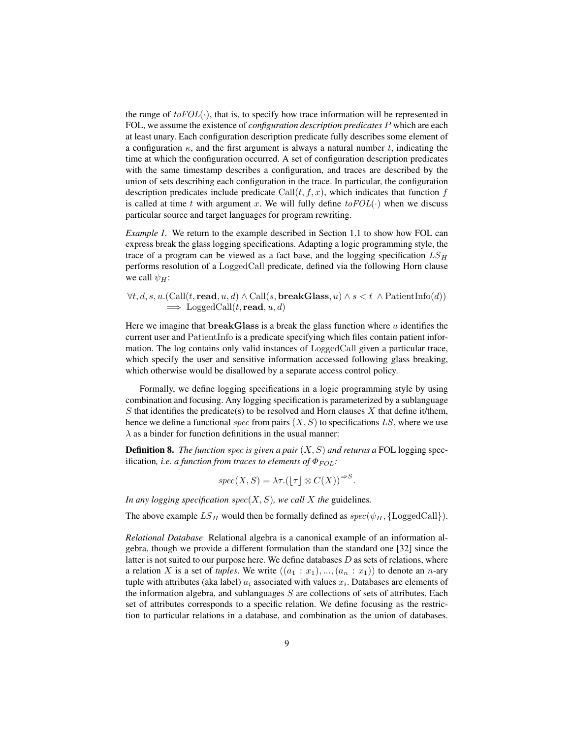the range of $toFOL(\cdot)$, that is, to specify how trace information will be represented in FOL, we assume the existence of *configuration description predicates* $P$ which are each at least unary. Each configuration description predicate fully describes some element of a configuration $\kappa$, and the first argument is always a natural number $t$, indicating the time at which the configuration occurred. A set of configuration description predicates with the same timestamp describes a configuration, and traces are described by the union of sets describing each configuration in the trace. In particular, the configuration description predicates include predicate $\mathrm{Call}(t, f, x)$, which indicates that function $f$ is called at time $t$ with argument $x$. We will fully define $toFOL(\cdot)$ when we discuss particular source and target languages for program rewriting.

*Example 1.* We return to the example described in Section 1.1 to show how FOL can express break the glass logging specifications. Adapting a logic programming style, the trace of a program can be viewed as a fact base, and the logging specification $LS_H$ performs resolution of a LoggedCall predicate, defined via the following Horn clause we call $\psi_H$:

$$\forall t, d, s, u.(\mathrm{Call}(t, \mathbf{read}, u, d) \wedge \mathrm{Call}(s, \mathbf{breakGlass}, u) \wedge s < t \ \wedge \mathrm{PatientInfo}(d)) \\ \implies \mathrm{LoggedCall}(t, \mathbf{read}, u, d)$$

Here we imagine that $\mathbf{breakGlass}$ is a break the glass function where $u$ identifies the current user and PatientInfo is a predicate specifying which files contain patient information. The log contains only valid instances of LoggedCall given a particular trace, which specify the user and sensitive information accessed following glass breaking, which otherwise would be disallowed by a separate access control policy.

Formally, we define logging specifications in a logic programming style by using combination and focusing. Any logging specification is parameterized by a sublanguage $S$ that identifies the predicate(s) to be resolved and Horn clauses $X$ that define it/them, hence we define a functional *spec* from pairs $(X, S)$ to specifications $LS$, where we use $\lambda$ as a binder for function definitions in the usual manner:

**Definition 8.** *The function spec is given a pair $(X, S)$ and returns a* FOL logging specification*, i.e. a function from traces to elements of $\Phi_{FOL}$:*

$$spec(X, S) = \lambda\tau.(\lfloor\tau\rfloor \otimes C(X))^{\Rightarrow S}.$$

*In any logging specification $spec(X, S)$, we call $X$ the* guidelines*.*

The above example $LS_H$ would then be formally defined as $spec(\psi_H, \{\mathrm{LoggedCall}\})$.

*Relational Database* Relational algebra is a canonical example of an information algebra, though we provide a different formulation than the standard one [32] since the latter is not suited to our purpose here. We define databases $D$ as sets of relations, where a relation $X$ is a set of *tuples*. We write $((a_1 : x_1), ..., (a_n : x_1))$ to denote an $n$-ary tuple with attributes (aka label) $a_i$ associated with values $x_i$. Databases are elements of the information algebra, and sublanguages $S$ are collections of sets of attributes. Each set of attributes corresponds to a specific relation. We define focusing as the restriction to particular relations in a database, and combination as the union of databases.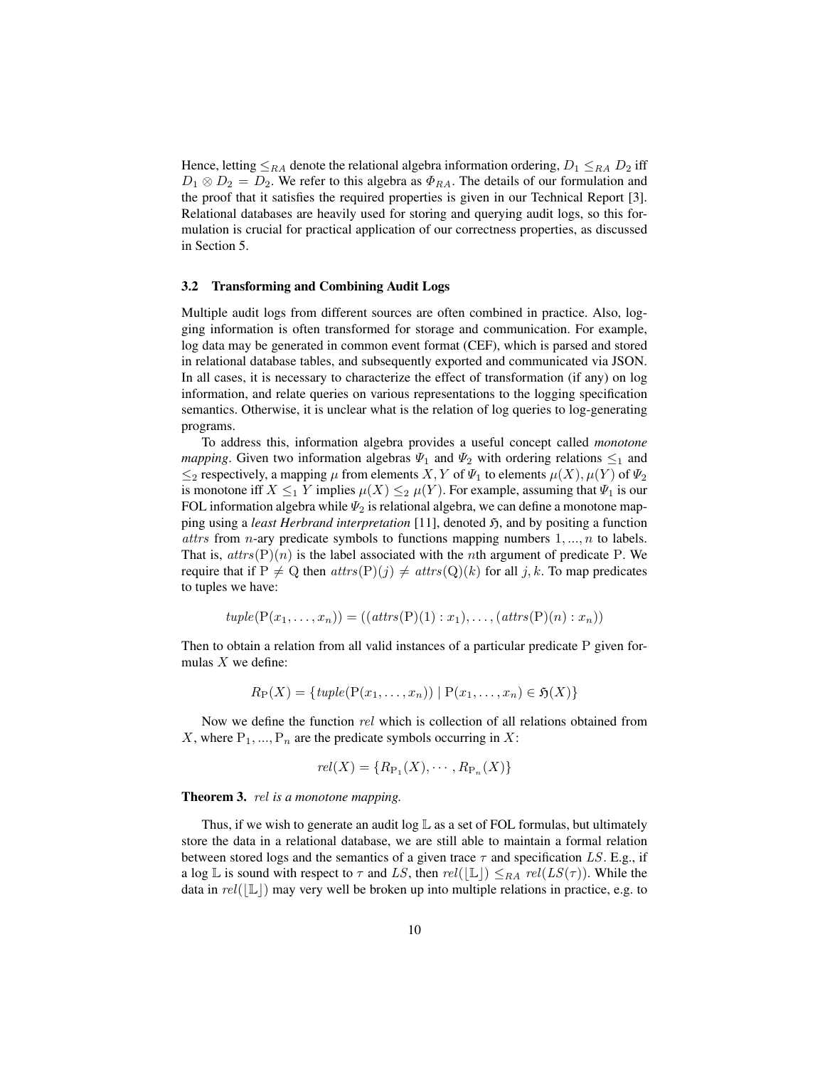Hence, letting $\leq_{RA}$ denote the relational algebra information ordering, $D_1 \leq_{RA} D_2$ iff $D_1 \otimes D_2 = D_2$. We refer to this algebra as $\Phi_{RA}$. The details of our formulation and the proof that it satisfies the required properties is given in our Technical Report [3]. Relational databases are heavily used for storing and querying audit logs, so this formulation is crucial for practical application of our correctness properties, as discussed in Section 5.

### 3.2 Transforming and Combining Audit Logs

Multiple audit logs from different sources are often combined in practice. Also, logging information is often transformed for storage and communication. For example, log data may be generated in common event format (CEF), which is parsed and stored in relational database tables, and subsequently exported and communicated via JSON. In all cases, it is necessary to characterize the effect of transformation (if any) on log information, and relate queries on various representations to the logging specification semantics. Otherwise, it is unclear what is the relation of log queries to log-generating programs.

To address this, information algebra provides a useful concept called *monotone mapping*. Given two information algebras $\Psi_1$ and $\Psi_2$ with ordering relations $\leq_1$ and $\leq_2$ respectively, a mapping $\mu$ from elements $X, Y$ of $\Psi_1$ to elements $\mu(X), \mu(Y)$ of $\Psi_2$ is monotone iff $X \leq_1 Y$ implies $\mu(X) \leq_2 \mu(Y)$. For example, assuming that $\Psi_1$ is our FOL information algebra while $\Psi_2$ is relational algebra, we can define a monotone mapping using a *least Herbrand interpretation* [11], denoted $\mathfrak{H}$, and by positing a function $attrs$ from $n$-ary predicate symbols to functions mapping numbers $1, ..., n$ to labels. That is, $attrs(\mathrm{P})(n)$ is the label associated with the $n$th argument of predicate $\mathrm{P}$. We require that if $\mathrm{P} \neq \mathrm{Q}$ then $attrs(\mathrm{P})(j) \neq attrs(\mathrm{Q})(k)$ for all $j, k$. To map predicates to tuples we have:

$$tuple(\mathrm{P}(x_1, \ldots, x_n)) = ((attrs(\mathrm{P})(1) : x_1), \ldots, (attrs(\mathrm{P})(n) : x_n))$$

Then to obtain a relation from all valid instances of a particular predicate $\mathrm{P}$ given formulas $X$ we define:

$$R_{\mathrm{P}}(X) = \{tuple(\mathrm{P}(x_1, \ldots, x_n)) \mid \mathrm{P}(x_1, \ldots, x_n) \in \mathfrak{H}(X)\}$$

Now we define the function $rel$ which is collection of all relations obtained from $X$, where $\mathrm{P}_1, ..., \mathrm{P}_n$ are the predicate symbols occurring in $X$:

$$rel(X) = \{R_{\mathrm{P}_1}(X), \cdots, R_{\mathrm{P}_n}(X)\}$$

**Theorem 3.** *rel is a monotone mapping.*

Thus, if we wish to generate an audit log $\mathbb{L}$ as a set of FOL formulas, but ultimately store the data in a relational database, we are still able to maintain a formal relation between stored logs and the semantics of a given trace $\tau$ and specification $LS$. E.g., if a log $\mathbb{L}$ is sound with respect to $\tau$ and $LS$, then $rel(\lfloor \mathbb{L} \rfloor) \leq_{RA} rel(LS(\tau))$. While the data in $rel(\lfloor \mathbb{L} \rfloor)$ may very well be broken up into multiple relations in practice, e.g. to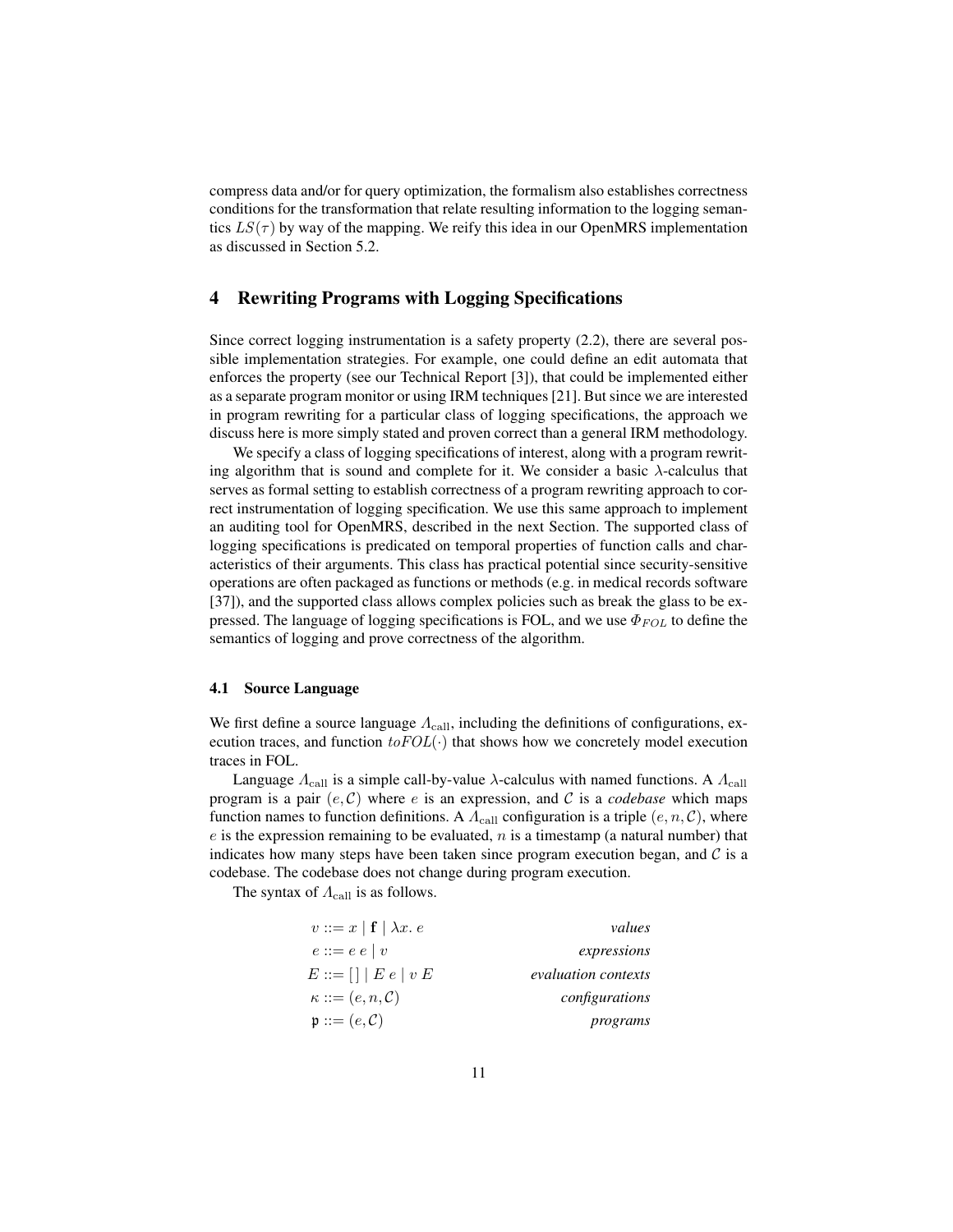compress data and/or for query optimization, the formalism also establishes correctness conditions for the transformation that relate resulting information to the logging semantics $LS(\tau)$ by way of the mapping. We reify this idea in our OpenMRS implementation as discussed in Section 5.2.

## 4 Rewriting Programs with Logging Specifications

Since correct logging instrumentation is a safety property (2.2), there are several possible implementation strategies. For example, one could define an edit automata that enforces the property (see our Technical Report [3]), that could be implemented either as a separate program monitor or using IRM techniques [21]. But since we are interested in program rewriting for a particular class of logging specifications, the approach we discuss here is more simply stated and proven correct than a general IRM methodology.

We specify a class of logging specifications of interest, along with a program rewriting algorithm that is sound and complete for it. We consider a basic $\lambda$-calculus that serves as formal setting to establish correctness of a program rewriting approach to correct instrumentation of logging specification. We use this same approach to implement an auditing tool for OpenMRS, described in the next Section. The supported class of logging specifications is predicated on temporal properties of function calls and characteristics of their arguments. This class has practical potential since security-sensitive operations are often packaged as functions or methods (e.g. in medical records software [37]), and the supported class allows complex policies such as break the glass to be expressed. The language of logging specifications is FOL, and we use $\Phi_{FOL}$ to define the semantics of logging and prove correctness of the algorithm.

### 4.1 Source Language

We first define a source language $\Lambda_{\text{call}}$, including the definitions of configurations, execution traces, and function $toFOL(\cdot)$ that shows how we concretely model execution traces in FOL.

Language $\Lambda_{\text{call}}$ is a simple call-by-value $\lambda$-calculus with named functions. A $\Lambda_{\text{call}}$ program is a pair $(e, \mathcal{C})$ where $e$ is an expression, and $\mathcal{C}$ is a *codebase* which maps function names to function definitions. A $\Lambda_{\text{call}}$ configuration is a triple $(e, n, \mathcal{C})$, where $e$ is the expression remaining to be evaluated, $n$ is a timestamp (a natural number) that indicates how many steps have been taken since program execution began, and $\mathcal{C}$ is a codebase. The codebase does not change during program execution.

The syntax of $\Lambda_{\text{call}}$ is as follows.

$$
\begin{array}{lr}
v ::= x \mid \mathbf{f} \mid \lambda x.\, e & \textit{values} \\
e ::= e\ e \mid v & \textit{expressions} \\
E ::= [\,] \mid E\ e \mid v\ E & \textit{evaluation contexts} \\
\kappa ::= (e, n, \mathcal{C}) & \textit{configurations} \\
\mathfrak{p} ::= (e, \mathcal{C}) & \textit{programs}
\end{array}
$$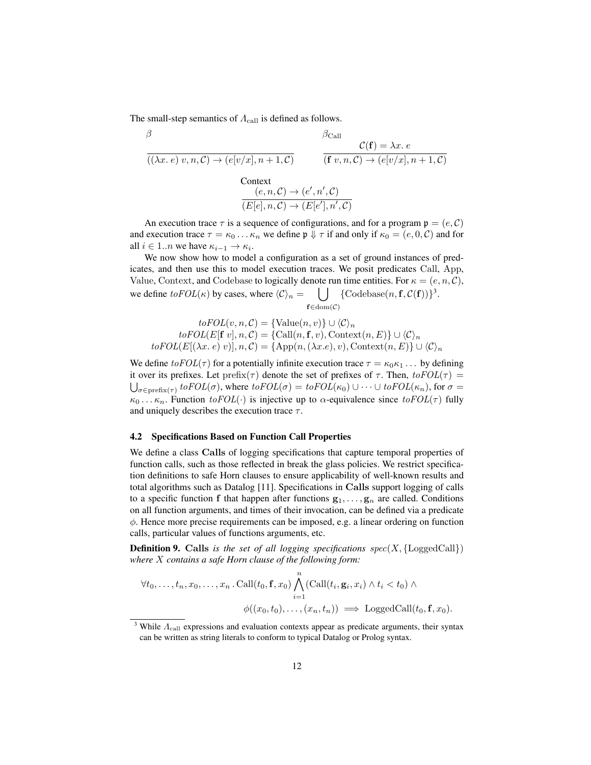The small-step semantics of $\Lambda_{\text{call}}$ is defined as follows.

$$\beta \quad \frac{}{((\lambda x.\, e)\; v, n, \mathcal{C}) \to (e[v/x], n+1, \mathcal{C})} \qquad \beta_{\text{Call}} \quad \frac{\mathcal{C}(\mathbf{f}) = \lambda x.\, e}{(\mathbf{f}\; v, n, \mathcal{C}) \to (e[v/x], n+1, \mathcal{C})}$$

$$\text{Context} \quad \frac{(e, n, \mathcal{C}) \to (e', n', \mathcal{C})}{(E[e], n, \mathcal{C}) \to (E[e'], n', \mathcal{C})}$$

An execution trace $\tau$ is a sequence of configurations, and for a program $\mathfrak{p} = (e, \mathcal{C})$ and execution trace $\tau = \kappa_0 \ldots \kappa_n$ we define $\mathfrak{p} \Downarrow \tau$ if and only if $\kappa_0 = (e, 0, \mathcal{C})$ and for all $i \in 1..n$ we have $\kappa_{i-1} \to \kappa_i$.

We now show how to model a configuration as a set of ground instances of predicates, and then use this to model execution traces. We posit predicates Call, App, Value, Context, and Codebase to logically denote run time entities. For $\kappa = (e, n, \mathcal{C})$, we define $toFOL(\kappa)$ by cases, where $\langle \mathcal{C} \rangle_n = \bigcup_{\mathbf{f} \in \text{dom}(\mathcal{C})} \{\text{Codebase}(n, \mathbf{f}, \mathcal{C}(\mathbf{f}))\}$[3].

$$\begin{aligned}
toFOL(v, n, \mathcal{C}) &= \{\text{Value}(n, v)\} \cup \langle \mathcal{C} \rangle_n \\
toFOL(E[\mathbf{f}\; v], n, \mathcal{C}) &= \{\text{Call}(n, \mathbf{f}, v), \text{Context}(n, E)\} \cup \langle \mathcal{C} \rangle_n \\
toFOL(E[(\lambda x.\, e)\; v)], n, \mathcal{C}) &= \{\text{App}(n, (\lambda x.e), v), \text{Context}(n, E)\} \cup \langle \mathcal{C} \rangle_n
\end{aligned}$$

We define $toFOL(\tau)$ for a potentially infinite execution trace $\tau = \kappa_0\kappa_1 \ldots$ by defining it over its prefixes. Let $\text{prefix}(\tau)$ denote the set of prefixes of $\tau$. Then, $toFOL(\tau) = \bigcup_{\sigma \in \text{prefix}(\tau)} toFOL(\sigma)$, where $toFOL(\sigma) = toFOL(\kappa_0) \cup \cdots \cup toFOL(\kappa_n)$, for $\sigma = \kappa_0 \ldots \kappa_n$. Function $toFOL(\cdot)$ is injective up to $\alpha$-equivalence since $toFOL(\tau)$ fully and uniquely describes the execution trace $\tau$.

### 4.2 Specifications Based on Function Call Properties

We define a class **Calls** of logging specifications that capture temporal properties of function calls, such as those reflected in break the glass policies. We restrict specification definitions to safe Horn clauses to ensure applicability of well-known results and total algorithms such as Datalog [11]. Specifications in **Calls** support logging of calls to a specific function $\mathbf{f}$ that happen after functions $\mathbf{g}_1, \ldots, \mathbf{g}_n$ are called. Conditions on all function arguments, and times of their invocation, can be defined via a predicate $\phi$. Hence more precise requirements can be imposed, e.g. a linear ordering on function calls, particular values of functions arguments, etc.

**Definition 9.** **Calls** *is the set of all logging specifications* $spec(X, \{\text{LoggedCall}\})$ *where* $X$ *contains a safe Horn clause of the following form:*

$$\forall t_0, \ldots, t_n, x_0, \ldots, x_n \,.\, \text{Call}(t_0, \mathbf{f}, x_0) \bigwedge_{i=1}^{n} (\text{Call}(t_i, \mathbf{g}_i, x_i) \wedge t_i < t_0) \wedge \phi((x_0, t_0), \ldots, (x_n, t_n)) \implies \text{LoggedCall}(t_0, \mathbf{f}, x_0).$$

[3] While $\Lambda_{\text{call}}$ expressions and evaluation contexts appear as predicate arguments, their syntax can be written as string literals to conform to typical Datalog or Prolog syntax.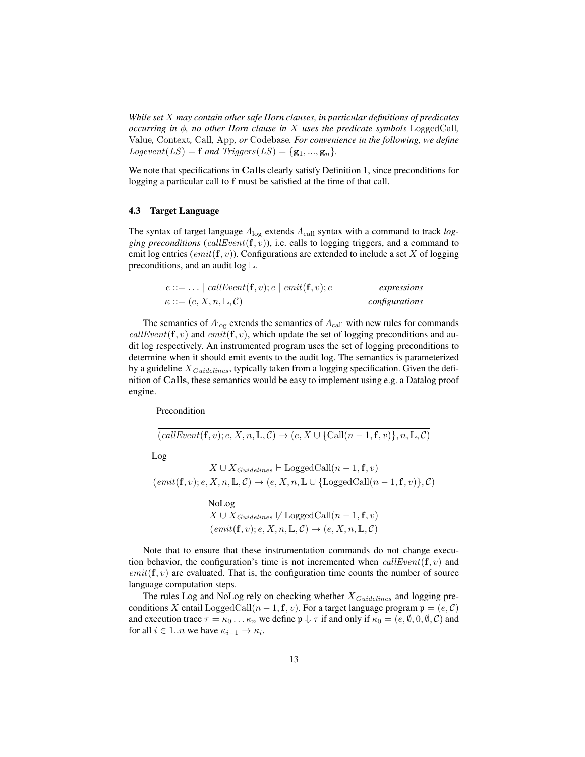*While set $X$ may contain other safe Horn clauses, in particular definitions of predicates occurring in $\phi$, no other Horn clause in $X$ uses the predicate symbols* LoggedCall*,* Value*,* Context*,* Call*,* App*, or* Codebase*. For convenience in the following, we define $Logevent(LS) = \mathbf{f}$ and $Triggers(LS) = \{\mathbf{g}_1, ..., \mathbf{g}_n\}$.*

We note that specifications in **Calls** clearly satisfy Definition 1, since preconditions for logging a particular call to $\mathbf{f}$ must be satisfied at the time of that call.

### 4.3 Target Language

The syntax of target language $\Lambda_{\text{log}}$ extends $\Lambda_{\text{call}}$ syntax with a command to track *logging preconditions* ($callEvent(\mathbf{f}, v)$), i.e. calls to logging triggers, and a command to emit log entries ($emit(\mathbf{f}, v)$). Configurations are extended to include a set $X$ of logging preconditions, and an audit log $\mathbb{L}$.

$$
\begin{array}{llr}
e ::= \ldots \mid callEvent(\mathbf{f}, v); e \mid emit(\mathbf{f}, v); e & & \textit{expressions} \\
\kappa ::= (e, X, n, \mathbb{L}, \mathcal{C}) & & \textit{configurations}
\end{array}
$$

The semantics of $\Lambda_{\text{log}}$ extends the semantics of $\Lambda_{\text{call}}$ with new rules for commands $callEvent(\mathbf{f}, v)$ and $emit(\mathbf{f}, v)$, which update the set of logging preconditions and audit log respectively. An instrumented program uses the set of logging preconditions to determine when it should emit events to the audit log. The semantics is parameterized by a guideline $X_{Guidelines}$, typically taken from a logging specification. Given the definition of **Calls**, these semantics would be easy to implement using e.g. a Datalog proof engine.

Precondition

$$
\frac{}{(callEvent(\mathbf{f}, v); e, X, n, \mathbb{L}, \mathcal{C}) \to (e, X \cup \{\text{Call}(n-1, \mathbf{f}, v)\}, n, \mathbb{L}, \mathcal{C})}
$$

Log

$$
\frac{X \cup X_{Guidelines} \vdash \text{LoggedCall}(n-1, \mathbf{f}, v)}{(emit(\mathbf{f}, v); e, X, n, \mathbb{L}, \mathcal{C}) \to (e, X, n, \mathbb{L} \cup \{\text{LoggedCall}(n-1, \mathbf{f}, v)\}, \mathcal{C})}
$$

NoLog

$$
\frac{X \cup X_{Guidelines} \nvdash \text{LoggedCall}(n-1, \mathbf{f}, v)}{(emit(\mathbf{f}, v); e, X, n, \mathbb{L}, \mathcal{C}) \to (e, X, n, \mathbb{L}, \mathcal{C})}
$$

Note that to ensure that these instrumentation commands do not change execution behavior, the configuration's time is not incremented when $callEvent(\mathbf{f}, v)$ and $emit(\mathbf{f}, v)$ are evaluated. That is, the configuration time counts the number of source language computation steps.

The rules Log and NoLog rely on checking whether $X_{Guidelines}$ and logging preconditions $X$ entail $\text{LoggedCall}(n-1, \mathbf{f}, v)$. For a target language program $\mathfrak{p} = (e, \mathcal{C})$ and execution trace $\tau = \kappa_0 \ldots \kappa_n$ we define $\mathfrak{p} \Downarrow \tau$ if and only if $\kappa_0 = (e, \emptyset, 0, \emptyset, \mathcal{C})$ and for all $i \in 1..n$ we have $\kappa_{i-1} \to \kappa_i$.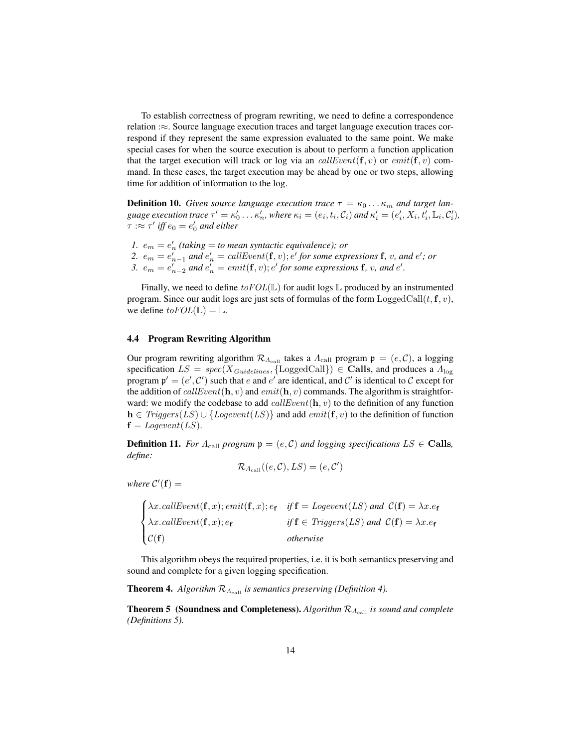To establish correctness of program rewriting, we need to define a correspondence relation $:\approx$. Source language execution traces and target language execution traces correspond if they represent the same expression evaluated to the same point. We make special cases for when the source execution is about to perform a function application that the target execution will track or log via an $callEvent(\mathbf{f}, v)$ or $emit(\mathbf{f}, v)$ command. In these cases, the target execution may be ahead by one or two steps, allowing time for addition of information to the log.

**Definition 10.** *Given source language execution trace $\tau = \kappa_0 \dots \kappa_m$ and target language execution trace $\tau' = \kappa'_0 \dots \kappa'_n$, where $\kappa_i = (e_i, t_i, \mathcal{C}_i)$ and $\kappa'_i = (e'_i, X_i, t'_i, \mathbb{L}_i, \mathcal{C}'_i)$, $\tau :\approx \tau'$ iff $e_0 = e'_0$ and either*

1. *$e_m = e'_n$ (taking $=$ to mean syntactic equivalence); or*
2. *$e_m = e'_{n-1}$ and $e'_n = callEvent(\mathbf{f}, v); e'$ for some expressions $\mathbf{f}$, $v$, and $e'$; or*
3. *$e_m = e'_{n-2}$ and $e'_n = emit(\mathbf{f}, v); e'$ for some expressions $\mathbf{f}$, $v$, and $e'$.*

Finally, we need to define $toFOL(\mathbb{L})$ for audit logs $\mathbb{L}$ produced by an instrumented program. Since our audit logs are just sets of formulas of the form $\mathrm{LoggedCall}(t, \mathbf{f}, v)$, we define $toFOL(\mathbb{L}) = \mathbb{L}$.

### 4.4 Program Rewriting Algorithm

Our program rewriting algorithm $\mathcal{R}_{\Lambda_{\text{call}}}$ takes a $\Lambda_{\text{call}}$ program $\mathfrak{p} = (e, \mathcal{C})$, a logging specification $LS = spec(X_{Guidelines}, \{\mathrm{LoggedCall}\}) \in \mathbf{Calls}$, and produces a $\Lambda_{\log}$ program $\mathfrak{p}' = (e', \mathcal{C}')$ such that $e$ and $e'$ are identical, and $\mathcal{C}'$ is identical to $\mathcal{C}$ except for the addition of $callEvent(\mathbf{h}, v)$ and $emit(\mathbf{h}, v)$ commands. The algorithm is straightforward: we modify the codebase to add $callEvent(\mathbf{h}, v)$ to the definition of any function $\mathbf{h} \in Triggers(LS) \cup \{Logevent(LS)\}$ and add $emit(\mathbf{f}, v)$ to the definition of function $\mathbf{f} = Logevent(LS)$.

**Definition 11.** *For $\Lambda_{\text{call}}$ program $\mathfrak{p} = (e, \mathcal{C})$ and logging specifications $LS \in \mathbf{Calls}$, define:*

$$\mathcal{R}_{\Lambda_{\text{call}}}((e, \mathcal{C}), LS) = (e, \mathcal{C}')$$

*where $\mathcal{C}'(\mathbf{f}) =$*

$$\begin{cases} \lambda x.callEvent(\mathbf{f}, x); emit(\mathbf{f}, x); e_{\mathbf{f}} & \textit{if } \mathbf{f} = Logevent(LS) \textit{ and } \mathcal{C}(\mathbf{f}) = \lambda x.e_{\mathbf{f}} \\ \lambda x.callEvent(\mathbf{f}, x); e_{\mathbf{f}} & \textit{if } \mathbf{f} \in Triggers(LS) \textit{ and } \mathcal{C}(\mathbf{f}) = \lambda x.e_{\mathbf{f}} \\ \mathcal{C}(\mathbf{f}) & \textit{otherwise} \end{cases}$$

This algorithm obeys the required properties, i.e. it is both semantics preserving and sound and complete for a given logging specification.

**Theorem 4.** *Algorithm $\mathcal{R}_{\Lambda_{\text{call}}}$ is semantics preserving (Definition 4).*

**Theorem 5 (Soundness and Completeness).** *Algorithm $\mathcal{R}_{\Lambda_{\text{call}}}$ is sound and complete (Definitions 5).*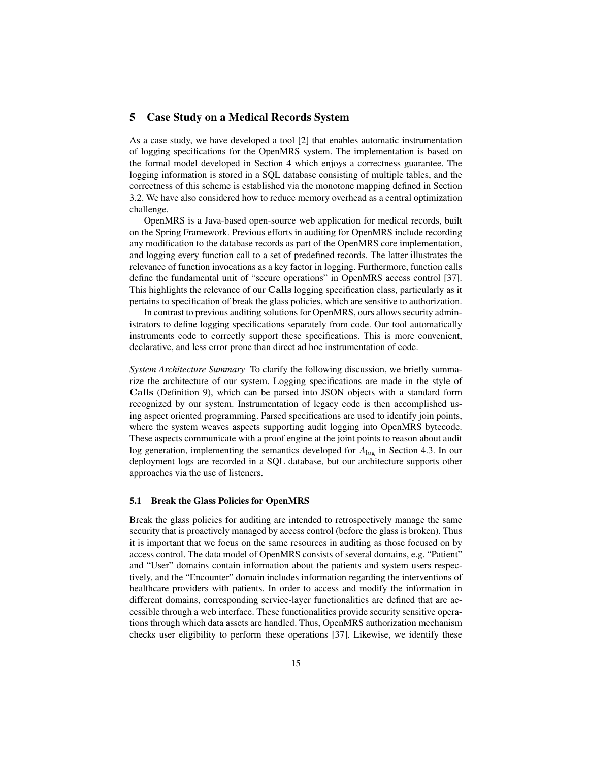## 5 Case Study on a Medical Records System

As a case study, we have developed a tool [2] that enables automatic instrumentation of logging specifications for the OpenMRS system. The implementation is based on the formal model developed in Section 4 which enjoys a correctness guarantee. The logging information is stored in a SQL database consisting of multiple tables, and the correctness of this scheme is established via the monotone mapping defined in Section 3.2. We have also considered how to reduce memory overhead as a central optimization challenge.

OpenMRS is a Java-based open-source web application for medical records, built on the Spring Framework. Previous efforts in auditing for OpenMRS include recording any modification to the database records as part of the OpenMRS core implementation, and logging every function call to a set of predefined records. The latter illustrates the relevance of function invocations as a key factor in logging. Furthermore, function calls define the fundamental unit of "secure operations" in OpenMRS access control [37]. This highlights the relevance of our **Calls** logging specification class, particularly as it pertains to specification of break the glass policies, which are sensitive to authorization.

In contrast to previous auditing solutions for OpenMRS, ours allows security administrators to define logging specifications separately from code. Our tool automatically instruments code to correctly support these specifications. This is more convenient, declarative, and less error prone than direct ad hoc instrumentation of code.

*System Architecture Summary* To clarify the following discussion, we briefly summarize the architecture of our system. Logging specifications are made in the style of **Calls** (Definition 9), which can be parsed into JSON objects with a standard form recognized by our system. Instrumentation of legacy code is then accomplished using aspect oriented programming. Parsed specifications are used to identify join points, where the system weaves aspects supporting audit logging into OpenMRS bytecode. These aspects communicate with a proof engine at the joint points to reason about audit log generation, implementing the semantics developed for $\Lambda_{\log}$ in Section 4.3. In our deployment logs are recorded in a SQL database, but our architecture supports other approaches via the use of listeners.

### 5.1 Break the Glass Policies for OpenMRS

Break the glass policies for auditing are intended to retrospectively manage the same security that is proactively managed by access control (before the glass is broken). Thus it is important that we focus on the same resources in auditing as those focused on by access control. The data model of OpenMRS consists of several domains, e.g. "Patient" and "User" domains contain information about the patients and system users respectively, and the "Encounter" domain includes information regarding the interventions of healthcare providers with patients. In order to access and modify the information in different domains, corresponding service-layer functionalities are defined that are accessible through a web interface. These functionalities provide security sensitive operations through which data assets are handled. Thus, OpenMRS authorization mechanism checks user eligibility to perform these operations [37]. Likewise, we identify these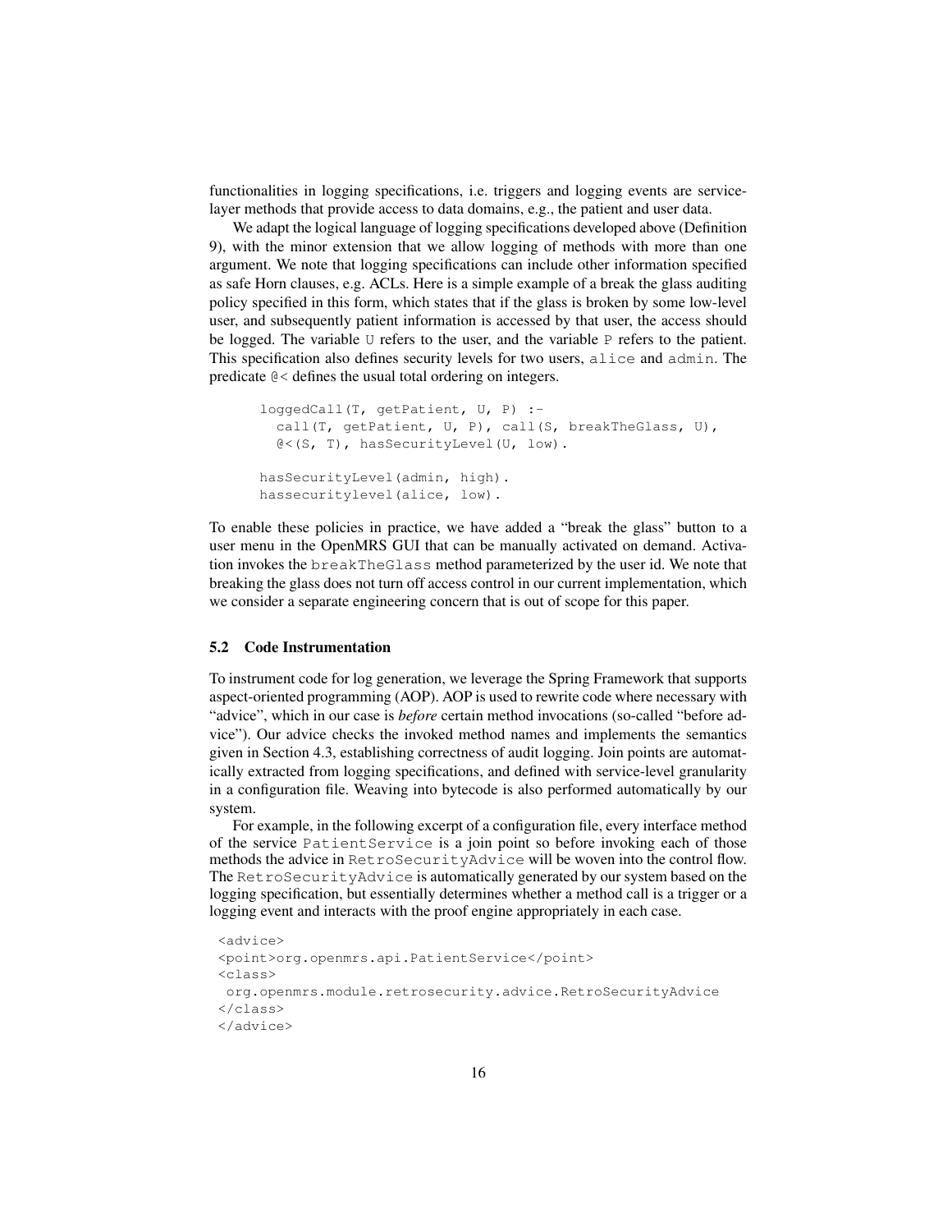functionalities in logging specifications, i.e. triggers and logging events are service-layer methods that provide access to data domains, e.g., the patient and user data.

We adapt the logical language of logging specifications developed above (Definition 9), with the minor extension that we allow logging of methods with more than one argument. We note that logging specifications can include other information specified as safe Horn clauses, e.g. ACLs. Here is a simple example of a break the glass auditing policy specified in this form, which states that if the glass is broken by some low-level user, and subsequently patient information is accessed by that user, the access should be logged. The variable `U` refers to the user, and the variable `P` refers to the patient. This specification also defines security levels for two users, `alice` and `admin`. The predicate `@<` defines the usual total ordering on integers.

```
loggedCall(T, getPatient, U, P) :-
  call(T, getPatient, U, P), call(S, breakTheGlass, U),
  @<(S, T), hasSecurityLevel(U, low).

hasSecurityLevel(admin, high).
hassecuritylevel(alice, low).
```

To enable these policies in practice, we have added a "break the glass" button to a user menu in the OpenMRS GUI that can be manually activated on demand. Activation invokes the `breakTheGlass` method parameterized by the user id. We note that breaking the glass does not turn off access control in our current implementation, which we consider a separate engineering concern that is out of scope for this paper.

### 5.2 Code Instrumentation

To instrument code for log generation, we leverage the Spring Framework that supports aspect-oriented programming (AOP). AOP is used to rewrite code where necessary with "advice", which in our case is *before* certain method invocations (so-called "before advice"). Our advice checks the invoked method names and implements the semantics given in Section 4.3, establishing correctness of audit logging. Join points are automatically extracted from logging specifications, and defined with service-level granularity in a configuration file. Weaving into bytecode is also performed automatically by our system.

For example, in the following excerpt of a configuration file, every interface method of the service `PatientService` is a join point so before invoking each of those methods the advice in `RetroSecurityAdvice` will be woven into the control flow. The `RetroSecurityAdvice` is automatically generated by our system based on the logging specification, but essentially determines whether a method call is a trigger or a logging event and interacts with the proof engine appropriately in each case.

```
<advice>
<point>org.openmrs.api.PatientService</point>
<class>
 org.openmrs.module.retrosecurity.advice.RetroSecurityAdvice
</class>
</advice>
```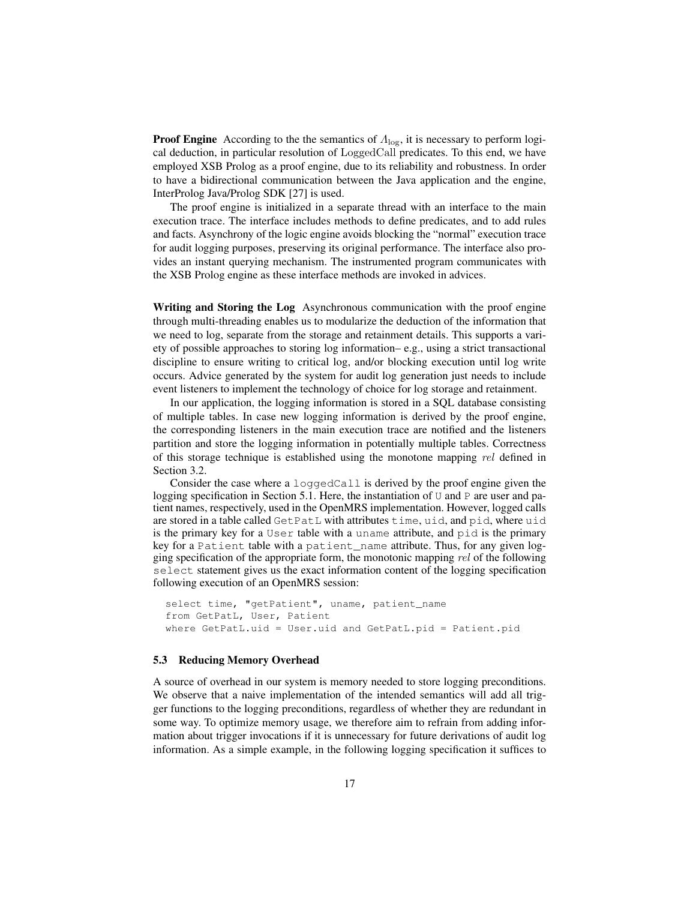**Proof Engine** According to the the semantics of $\Lambda_{\log}$, it is necessary to perform logical deduction, in particular resolution of $\mathrm{LoggedCall}$ predicates. To this end, we have employed XSB Prolog as a proof engine, due to its reliability and robustness. In order to have a bidirectional communication between the Java application and the engine, InterProlog Java/Prolog SDK [27] is used.

The proof engine is initialized in a separate thread with an interface to the main execution trace. The interface includes methods to define predicates, and to add rules and facts. Asynchrony of the logic engine avoids blocking the "normal" execution trace for audit logging purposes, preserving its original performance. The interface also provides an instant querying mechanism. The instrumented program communicates with the XSB Prolog engine as these interface methods are invoked in advices.

**Writing and Storing the Log** Asynchronous communication with the proof engine through multi-threading enables us to modularize the deduction of the information that we need to log, separate from the storage and retainment details. This supports a variety of possible approaches to storing log information– e.g., using a strict transactional discipline to ensure writing to critical log, and/or blocking execution until log write occurs. Advice generated by the system for audit log generation just needs to include event listeners to implement the technology of choice for log storage and retainment.

In our application, the logging information is stored in a SQL database consisting of multiple tables. In case new logging information is derived by the proof engine, the corresponding listeners in the main execution trace are notified and the listeners partition and store the logging information in potentially multiple tables. Correctness of this storage technique is established using the monotone mapping $rel$ defined in Section 3.2.

Consider the case where a `loggedCall` is derived by the proof engine given the logging specification in Section 5.1. Here, the instantiation of `U` and `P` are user and patient names, respectively, used in the OpenMRS implementation. However, logged calls are stored in a table called `GetPatL` with attributes `time`, `uid`, and `pid`, where `uid` is the primary key for a `User` table with a `uname` attribute, and `pid` is the primary key for a `Patient` table with a `patient_name` attribute. Thus, for any given logging specification of the appropriate form, the monotonic mapping $rel$ of the following `select` statement gives us the exact information content of the logging specification following execution of an OpenMRS session:

```
select time, "getPatient", uname, patient_name
from GetPatL, User, Patient
where GetPatL.uid = User.uid and GetPatL.pid = Patient.pid
```

### 5.3 Reducing Memory Overhead

A source of overhead in our system is memory needed to store logging preconditions. We observe that a naive implementation of the intended semantics will add all trigger functions to the logging preconditions, regardless of whether they are redundant in some way. To optimize memory usage, we therefore aim to refrain from adding information about trigger invocations if it is unnecessary for future derivations of audit log information. As a simple example, in the following logging specification it suffices to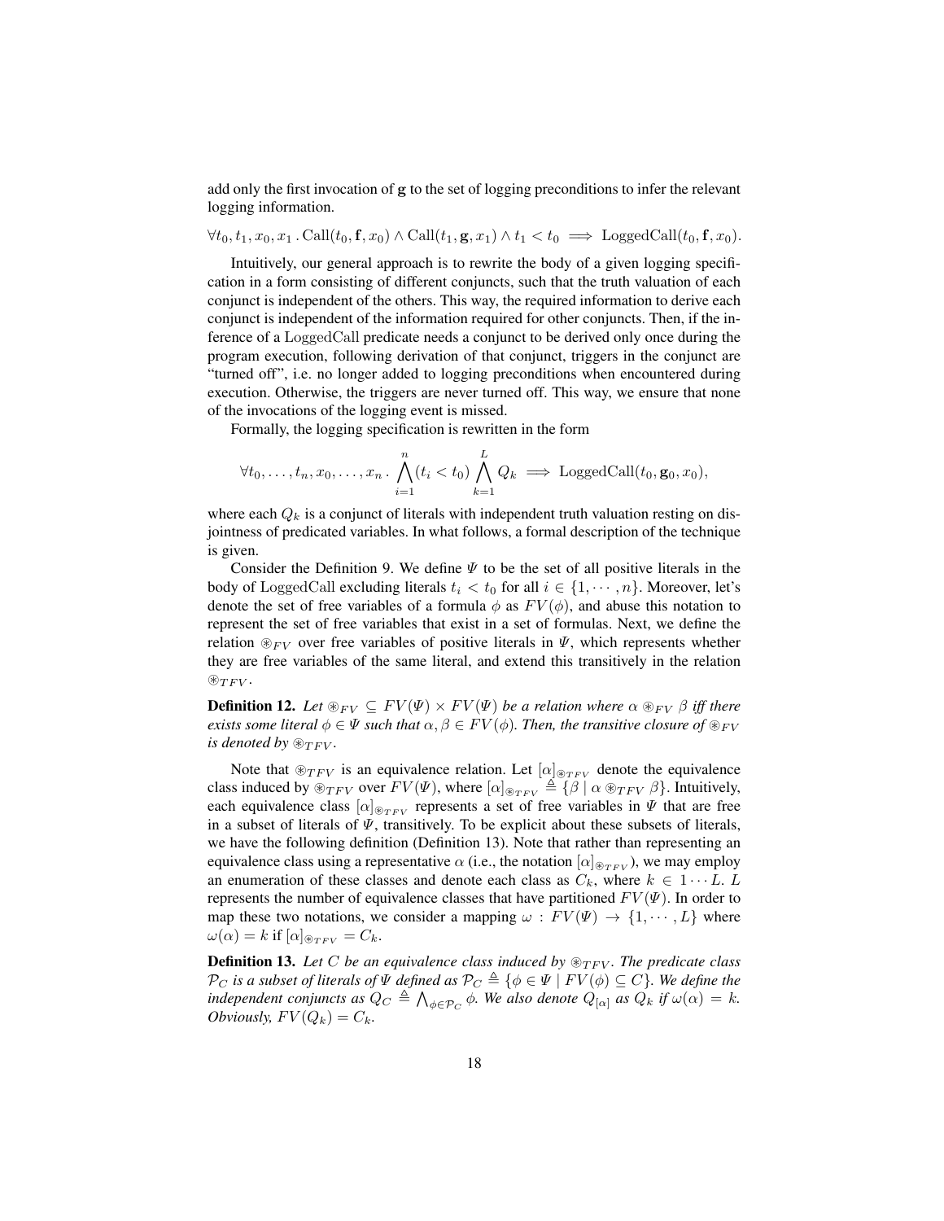add only the first invocation of $\mathbf{g}$ to the set of logging preconditions to infer the relevant logging information.

$$\forall t_0, t_1, x_0, x_1 \,.\, \mathrm{Call}(t_0, \mathbf{f}, x_0) \wedge \mathrm{Call}(t_1, \mathbf{g}, x_1) \wedge t_1 < t_0 \implies \mathrm{LoggedCall}(t_0, \mathbf{f}, x_0).$$

Intuitively, our general approach is to rewrite the body of a given logging specification in a form consisting of different conjuncts, such that the truth valuation of each conjunct is independent of the others. This way, the required information to derive each conjunct is independent of the information required for other conjuncts. Then, if the inference of a LoggedCall predicate needs a conjunct to be derived only once during the program execution, following derivation of that conjunct, triggers in the conjunct are "turned off", i.e. no longer added to logging preconditions when encountered during execution. Otherwise, the triggers are never turned off. This way, we ensure that none of the invocations of the logging event is missed.

Formally, the logging specification is rewritten in the form

$$\forall t_0, \ldots, t_n, x_0, \ldots, x_n \,.\, \bigwedge_{i=1}^{n} (t_i < t_0) \bigwedge_{k=1}^{L} Q_k \implies \mathrm{LoggedCall}(t_0, \mathbf{g}_0, x_0),$$

where each $Q_k$ is a conjunct of literals with independent truth valuation resting on disjointness of predicated variables. In what follows, a formal description of the technique is given.

Consider the Definition 9. We define $\Psi$ to be the set of all positive literals in the body of LoggedCall excluding literals $t_i < t_0$ for all $i \in \{1, \cdots, n\}$. Moreover, let's denote the set of free variables of a formula $\phi$ as $FV(\phi)$, and abuse this notation to represent the set of free variables that exist in a set of formulas. Next, we define the relation $\circledast_{FV}$ over free variables of positive literals in $\Psi$, which represents whether they are free variables of the same literal, and extend this transitively in the relation $\circledast_{TFV}$.

**Definition 12.** *Let $\circledast_{FV} \subseteq FV(\Psi) \times FV(\Psi)$ be a relation where $\alpha \circledast_{FV} \beta$ iff there exists some literal $\phi \in \Psi$ such that $\alpha, \beta \in FV(\phi)$. Then, the transitive closure of $\circledast_{FV}$ is denoted by $\circledast_{TFV}$.*

Note that $\circledast_{TFV}$ is an equivalence relation. Let $[\alpha]_{\circledast_{TFV}}$ denote the equivalence class induced by $\circledast_{TFV}$ over $FV(\Psi)$, where $[\alpha]_{\circledast_{TFV}} \triangleq \{\beta \mid \alpha \circledast_{TFV} \beta\}$. Intuitively, each equivalence class $[\alpha]_{\circledast_{TFV}}$ represents a set of free variables in $\Psi$ that are free in a subset of literals of $\Psi$, transitively. To be explicit about these subsets of literals, we have the following definition (Definition 13). Note that rather than representing an equivalence class using a representative $\alpha$ (i.e., the notation $[\alpha]_{\circledast_{TFV}}$), we may employ an enumeration of these classes and denote each class as $C_k$, where $k \in 1 \cdots L$. $L$ represents the number of equivalence classes that have partitioned $FV(\Psi)$. In order to map these two notations, we consider a mapping $\omega : FV(\Psi) \to \{1, \cdots, L\}$ where $\omega(\alpha) = k$ if $[\alpha]_{\circledast_{TFV}} = C_k$.

**Definition 13.** *Let $C$ be an equivalence class induced by $\circledast_{TFV}$. The predicate class $\mathcal{P}_C$ is a subset of literals of $\Psi$ defined as $\mathcal{P}_C \triangleq \{\phi \in \Psi \mid FV(\phi) \subseteq C\}$. We define the independent conjuncts as $Q_C \triangleq \bigwedge_{\phi \in \mathcal{P}_C} \phi$. We also denote $Q_{[\alpha]}$ as $Q_k$ if $\omega(\alpha) = k$. Obviously, $FV(Q_k) = C_k$.*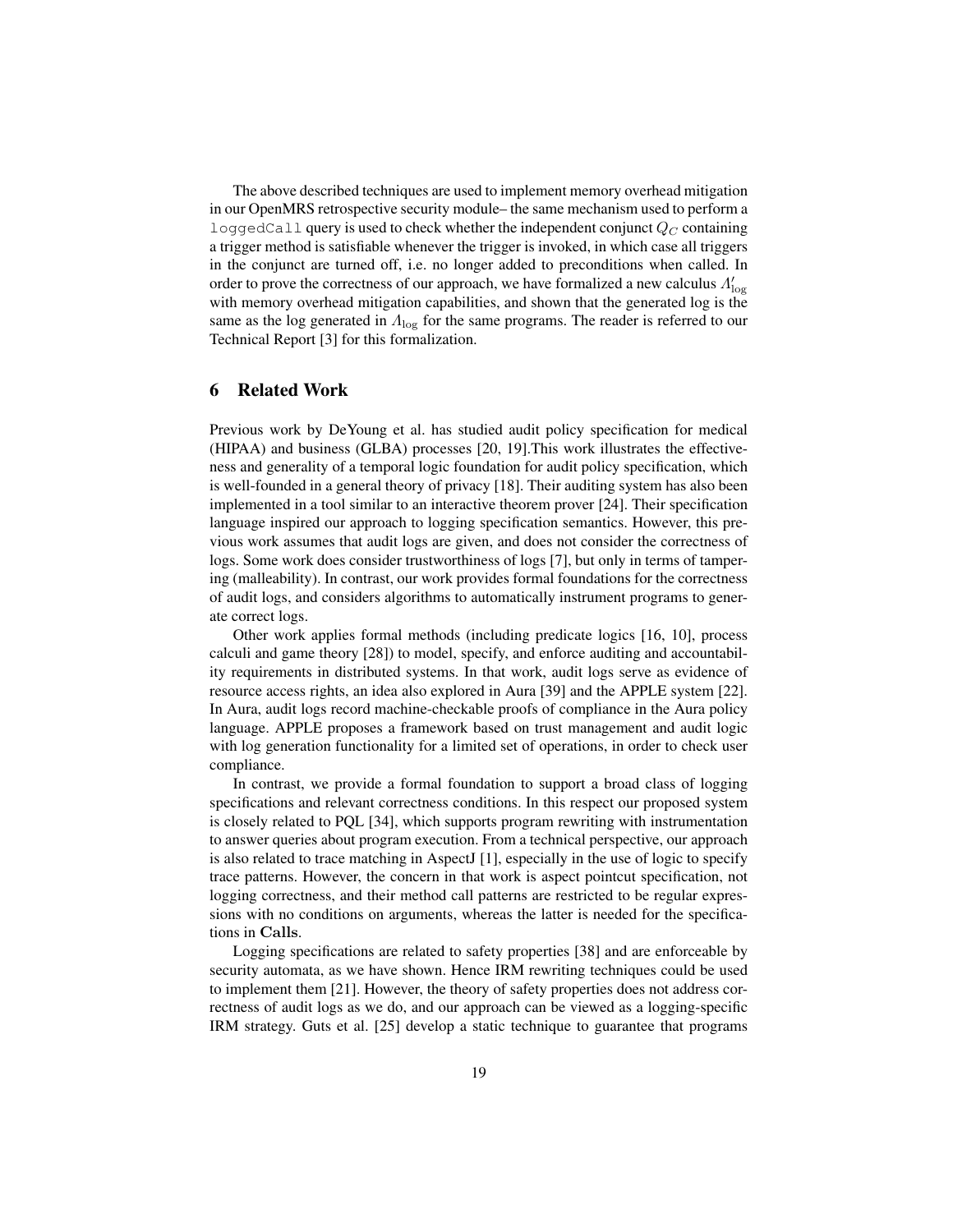The above described techniques are used to implement memory overhead mitigation in our OpenMRS retrospective security module– the same mechanism used to perform a `loggedCall` query is used to check whether the independent conjunct $Q_C$ containing a trigger method is satisfiable whenever the trigger is invoked, in which case all triggers in the conjunct are turned off, i.e. no longer added to preconditions when called. In order to prove the correctness of our approach, we have formalized a new calculus $\Lambda'_{\mathrm{log}}$ with memory overhead mitigation capabilities, and shown that the generated log is the same as the log generated in $\Lambda_{\mathrm{log}}$ for the same programs. The reader is referred to our Technical Report [3] for this formalization.

## 6 Related Work

Previous work by DeYoung et al. has studied audit policy specification for medical (HIPAA) and business (GLBA) processes [20, 19].This work illustrates the effectiveness and generality of a temporal logic foundation for audit policy specification, which is well-founded in a general theory of privacy [18]. Their auditing system has also been implemented in a tool similar to an interactive theorem prover [24]. Their specification language inspired our approach to logging specification semantics. However, this previous work assumes that audit logs are given, and does not consider the correctness of logs. Some work does consider trustworthiness of logs [7], but only in terms of tampering (malleability). In contrast, our work provides formal foundations for the correctness of audit logs, and considers algorithms to automatically instrument programs to generate correct logs.

Other work applies formal methods (including predicate logics [16, 10], process calculi and game theory [28]) to model, specify, and enforce auditing and accountability requirements in distributed systems. In that work, audit logs serve as evidence of resource access rights, an idea also explored in Aura [39] and the APPLE system [22]. In Aura, audit logs record machine-checkable proofs of compliance in the Aura policy language. APPLE proposes a framework based on trust management and audit logic with log generation functionality for a limited set of operations, in order to check user compliance.

In contrast, we provide a formal foundation to support a broad class of logging specifications and relevant correctness conditions. In this respect our proposed system is closely related to PQL [34], which supports program rewriting with instrumentation to answer queries about program execution. From a technical perspective, our approach is also related to trace matching in AspectJ [1], especially in the use of logic to specify trace patterns. However, the concern in that work is aspect pointcut specification, not logging correctness, and their method call patterns are restricted to be regular expressions with no conditions on arguments, whereas the latter is needed for the specifications in **Calls**.

Logging specifications are related to safety properties [38] and are enforceable by security automata, as we have shown. Hence IRM rewriting techniques could be used to implement them [21]. However, the theory of safety properties does not address correctness of audit logs as we do, and our approach can be viewed as a logging-specific IRM strategy. Guts et al. [25] develop a static technique to guarantee that programs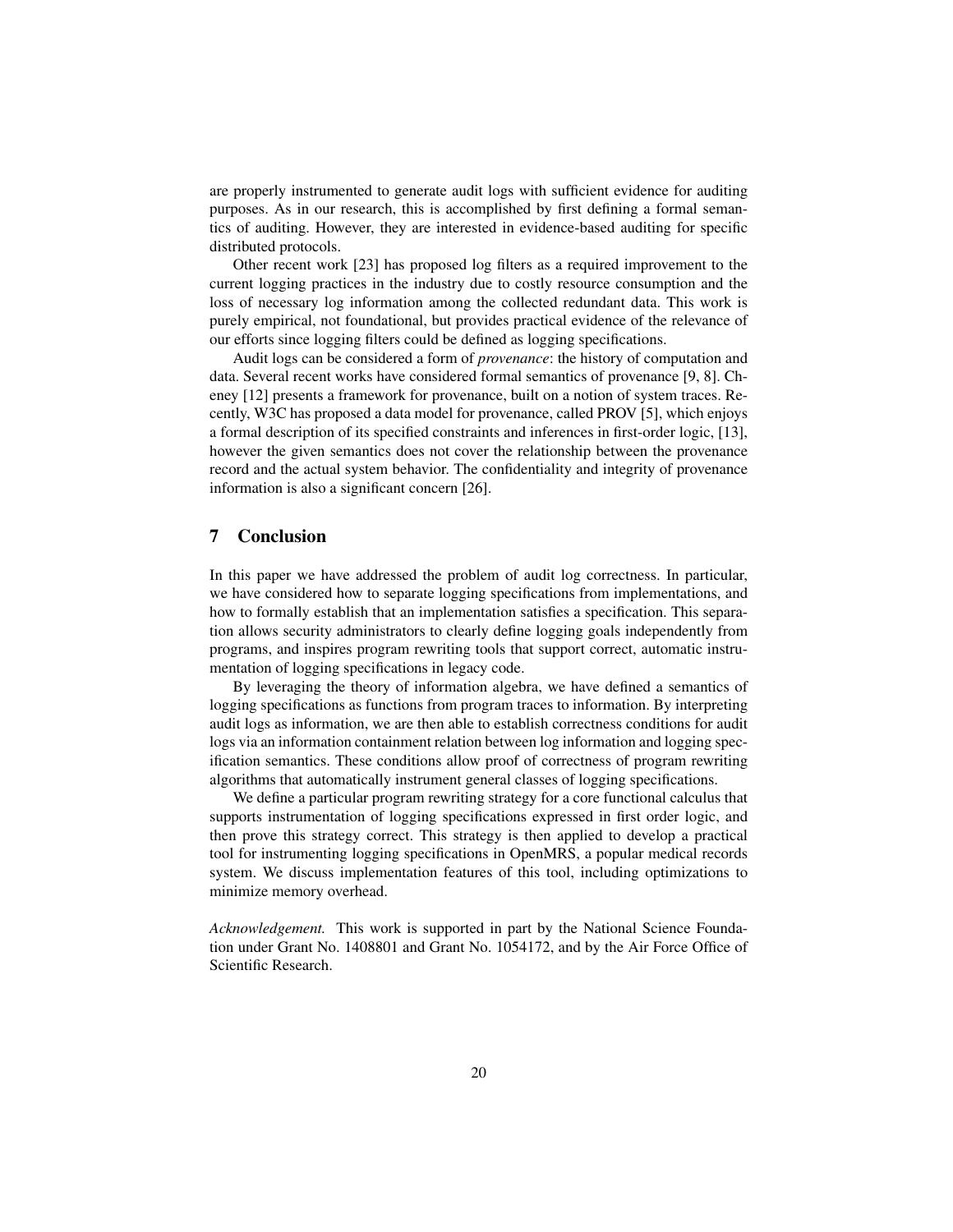are properly instrumented to generate audit logs with sufficient evidence for auditing purposes. As in our research, this is accomplished by first defining a formal semantics of auditing. However, they are interested in evidence-based auditing for specific distributed protocols.

Other recent work [23] has proposed log filters as a required improvement to the current logging practices in the industry due to costly resource consumption and the loss of necessary log information among the collected redundant data. This work is purely empirical, not foundational, but provides practical evidence of the relevance of our efforts since logging filters could be defined as logging specifications.

Audit logs can be considered a form of *provenance*: the history of computation and data. Several recent works have considered formal semantics of provenance [9, 8]. Cheney [12] presents a framework for provenance, built on a notion of system traces. Recently, W3C has proposed a data model for provenance, called PROV [5], which enjoys a formal description of its specified constraints and inferences in first-order logic, [13], however the given semantics does not cover the relationship between the provenance record and the actual system behavior. The confidentiality and integrity of provenance information is also a significant concern [26].

## 7 Conclusion

In this paper we have addressed the problem of audit log correctness. In particular, we have considered how to separate logging specifications from implementations, and how to formally establish that an implementation satisfies a specification. This separation allows security administrators to clearly define logging goals independently from programs, and inspires program rewriting tools that support correct, automatic instrumentation of logging specifications in legacy code.

By leveraging the theory of information algebra, we have defined a semantics of logging specifications as functions from program traces to information. By interpreting audit logs as information, we are then able to establish correctness conditions for audit logs via an information containment relation between log information and logging specification semantics. These conditions allow proof of correctness of program rewriting algorithms that automatically instrument general classes of logging specifications.

We define a particular program rewriting strategy for a core functional calculus that supports instrumentation of logging specifications expressed in first order logic, and then prove this strategy correct. This strategy is then applied to develop a practical tool for instrumenting logging specifications in OpenMRS, a popular medical records system. We discuss implementation features of this tool, including optimizations to minimize memory overhead.

*Acknowledgement.* This work is supported in part by the National Science Foundation under Grant No. 1408801 and Grant No. 1054172, and by the Air Force Office of Scientific Research.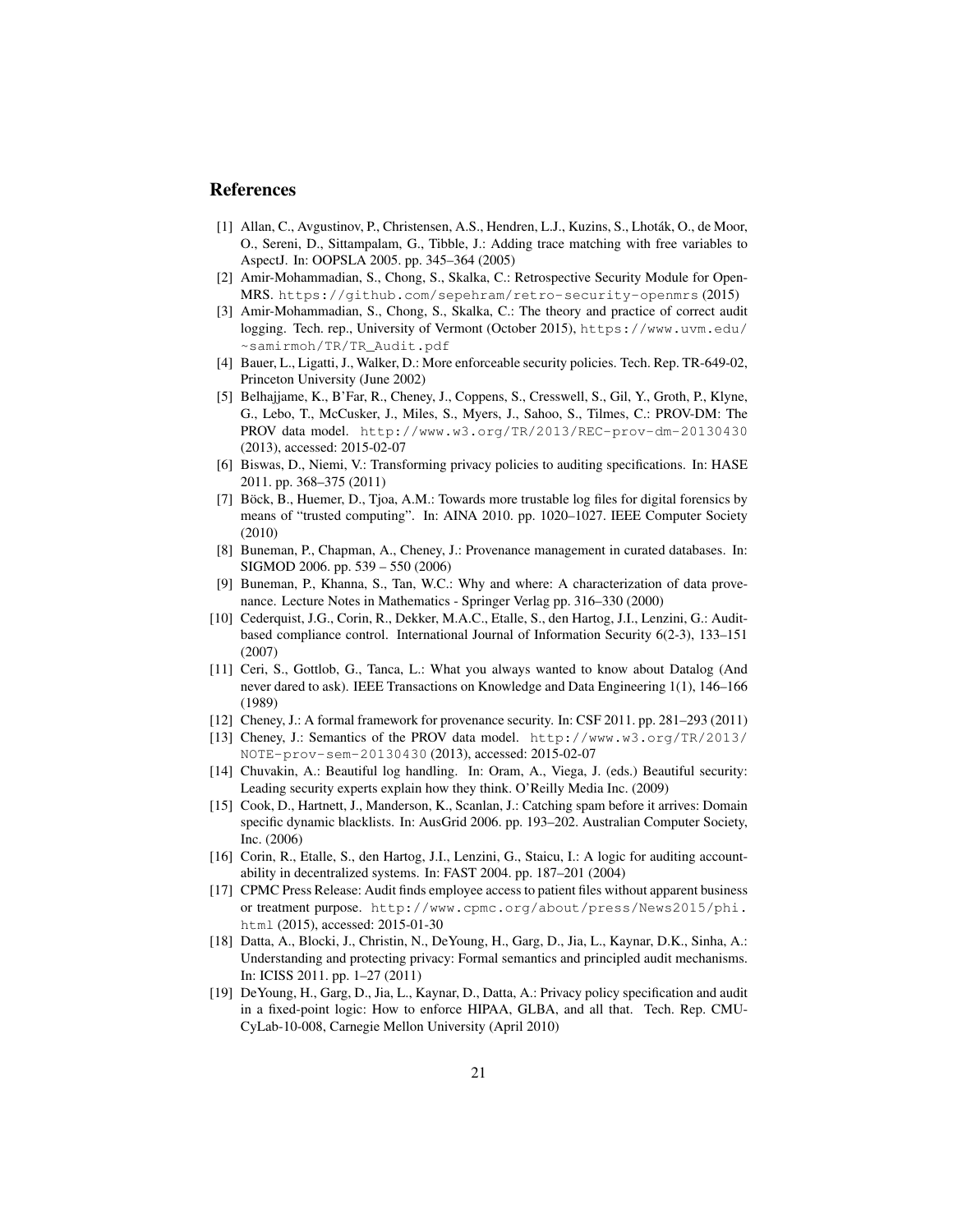## References

[1] Allan, C., Avgustinov, P., Christensen, A.S., Hendren, L.J., Kuzins, S., Lhoták, O., de Moor, O., Sereni, D., Sittampalam, G., Tibble, J.: Adding trace matching with free variables to AspectJ. In: OOPSLA 2005. pp. 345–364 (2005)

[2] Amir-Mohammadian, S., Chong, S., Skalka, C.: Retrospective Security Module for OpenMRS. https://github.com/sepehram/retro-security-openmrs (2015)

[3] Amir-Mohammadian, S., Chong, S., Skalka, C.: The theory and practice of correct audit logging. Tech. rep., University of Vermont (October 2015), https://www.uvm.edu/~samirmoh/TR/TR_Audit.pdf

[4] Bauer, L., Ligatti, J., Walker, D.: More enforceable security policies. Tech. Rep. TR-649-02, Princeton University (June 2002)

[5] Belhajjame, K., B'Far, R., Cheney, J., Coppens, S., Cresswell, S., Gil, Y., Groth, P., Klyne, G., Lebo, T., McCusker, J., Miles, S., Myers, J., Sahoo, S., Tilmes, C.: PROV-DM: The PROV data model. http://www.w3.org/TR/2013/REC-prov-dm-20130430 (2013), accessed: 2015-02-07

[6] Biswas, D., Niemi, V.: Transforming privacy policies to auditing specifications. In: HASE 2011. pp. 368–375 (2011)

[7] Böck, B., Huemer, D., Tjoa, A.M.: Towards more trustable log files for digital forensics by means of "trusted computing". In: AINA 2010. pp. 1020–1027. IEEE Computer Society (2010)

[8] Buneman, P., Chapman, A., Cheney, J.: Provenance management in curated databases. In: SIGMOD 2006. pp. 539 – 550 (2006)

[9] Buneman, P., Khanna, S., Tan, W.C.: Why and where: A characterization of data provenance. Lecture Notes in Mathematics - Springer Verlag pp. 316–330 (2000)

[10] Cederquist, J.G., Corin, R., Dekker, M.A.C., Etalle, S., den Hartog, J.I., Lenzini, G.: Audit-based compliance control. International Journal of Information Security 6(2-3), 133–151 (2007)

[11] Ceri, S., Gottlob, G., Tanca, L.: What you always wanted to know about Datalog (And never dared to ask). IEEE Transactions on Knowledge and Data Engineering 1(1), 146–166 (1989)

[12] Cheney, J.: A formal framework for provenance security. In: CSF 2011. pp. 281–293 (2011)

[13] Cheney, J.: Semantics of the PROV data model. http://www.w3.org/TR/2013/NOTE-prov-sem-20130430 (2013), accessed: 2015-02-07

[14] Chuvakin, A.: Beautiful log handling. In: Oram, A., Viega, J. (eds.) Beautiful security: Leading security experts explain how they think. O'Reilly Media Inc. (2009)

[15] Cook, D., Hartnett, J., Manderson, K., Scanlan, J.: Catching spam before it arrives: Domain specific dynamic blacklists. In: AusGrid 2006. pp. 193–202. Australian Computer Society, Inc. (2006)

[16] Corin, R., Etalle, S., den Hartog, J.I., Lenzini, G., Staicu, I.: A logic for auditing accountability in decentralized systems. In: FAST 2004. pp. 187–201 (2004)

[17] CPMC Press Release: Audit finds employee access to patient files without apparent business or treatment purpose. http://www.cpmc.org/about/press/News2015/phi.html (2015), accessed: 2015-01-30

[18] Datta, A., Blocki, J., Christin, N., DeYoung, H., Garg, D., Jia, L., Kaynar, D.K., Sinha, A.: Understanding and protecting privacy: Formal semantics and principled audit mechanisms. In: ICISS 2011. pp. 1–27 (2011)

[19] DeYoung, H., Garg, D., Jia, L., Kaynar, D., Datta, A.: Privacy policy specification and audit in a fixed-point logic: How to enforce HIPAA, GLBA, and all that. Tech. Rep. CMU-CyLab-10-008, Carnegie Mellon University (April 2010)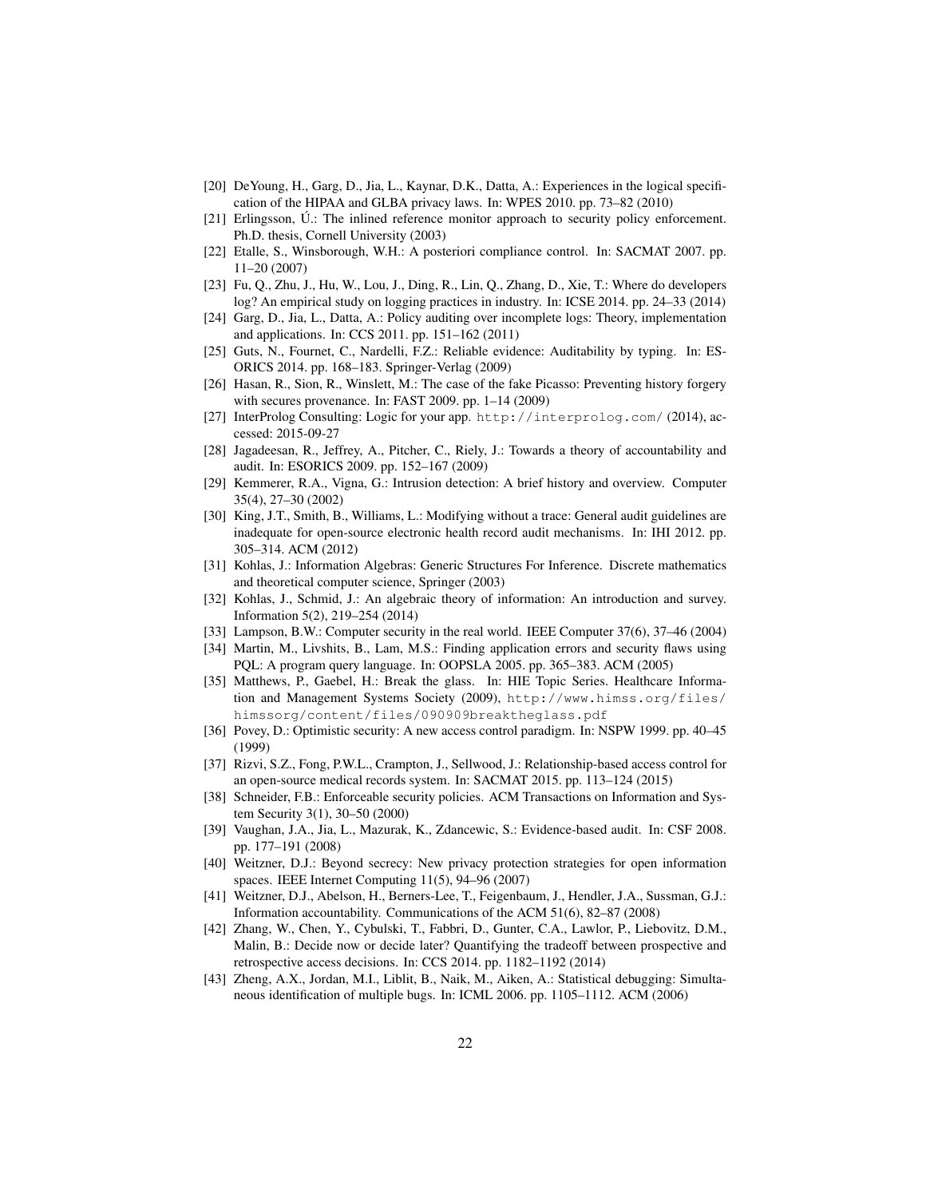[20] DeYoung, H., Garg, D., Jia, L., Kaynar, D.K., Datta, A.: Experiences in the logical specification of the HIPAA and GLBA privacy laws. In: WPES 2010. pp. 73–82 (2010)

[21] Erlingsson, Ú.: The inlined reference monitor approach to security policy enforcement. Ph.D. thesis, Cornell University (2003)

[22] Etalle, S., Winsborough, W.H.: A posteriori compliance control. In: SACMAT 2007. pp. 11–20 (2007)

[23] Fu, Q., Zhu, J., Hu, W., Lou, J., Ding, R., Lin, Q., Zhang, D., Xie, T.: Where do developers log? An empirical study on logging practices in industry. In: ICSE 2014. pp. 24–33 (2014)

[24] Garg, D., Jia, L., Datta, A.: Policy auditing over incomplete logs: Theory, implementation and applications. In: CCS 2011. pp. 151–162 (2011)

[25] Guts, N., Fournet, C., Nardelli, F.Z.: Reliable evidence: Auditability by typing. In: ESORICS 2014. pp. 168–183. Springer-Verlag (2009)

[26] Hasan, R., Sion, R., Winslett, M.: The case of the fake Picasso: Preventing history forgery with secures provenance. In: FAST 2009. pp. 1–14 (2009)

[27] InterProlog Consulting: Logic for your app. `http://interprolog.com/` (2014), accessed: 2015-09-27

[28] Jagadeesan, R., Jeffrey, A., Pitcher, C., Riely, J.: Towards a theory of accountability and audit. In: ESORICS 2009. pp. 152–167 (2009)

[29] Kemmerer, R.A., Vigna, G.: Intrusion detection: A brief history and overview. Computer 35(4), 27–30 (2002)

[30] King, J.T., Smith, B., Williams, L.: Modifying without a trace: General audit guidelines are inadequate for open-source electronic health record audit mechanisms. In: IHI 2012. pp. 305–314. ACM (2012)

[31] Kohlas, J.: Information Algebras: Generic Structures For Inference. Discrete mathematics and theoretical computer science, Springer (2003)

[32] Kohlas, J., Schmid, J.: An algebraic theory of information: An introduction and survey. Information 5(2), 219–254 (2014)

[33] Lampson, B.W.: Computer security in the real world. IEEE Computer 37(6), 37–46 (2004)

[34] Martin, M., Livshits, B., Lam, M.S.: Finding application errors and security flaws using PQL: A program query language. In: OOPSLA 2005. pp. 365–383. ACM (2005)

[35] Matthews, P., Gaebel, H.: Break the glass. In: HIE Topic Series. Healthcare Information and Management Systems Society (2009), `http://www.himss.org/files/himssorg/content/files/090909breaktheglass.pdf`

[36] Povey, D.: Optimistic security: A new access control paradigm. In: NSPW 1999. pp. 40–45 (1999)

[37] Rizvi, S.Z., Fong, P.W.L., Crampton, J., Sellwood, J.: Relationship-based access control for an open-source medical records system. In: SACMAT 2015. pp. 113–124 (2015)

[38] Schneider, F.B.: Enforceable security policies. ACM Transactions on Information and System Security 3(1), 30–50 (2000)

[39] Vaughan, J.A., Jia, L., Mazurak, K., Zdancewic, S.: Evidence-based audit. In: CSF 2008. pp. 177–191 (2008)

[40] Weitzner, D.J.: Beyond secrecy: New privacy protection strategies for open information spaces. IEEE Internet Computing 11(5), 94–96 (2007)

[41] Weitzner, D.J., Abelson, H., Berners-Lee, T., Feigenbaum, J., Hendler, J.A., Sussman, G.J.: Information accountability. Communications of the ACM 51(6), 82–87 (2008)

[42] Zhang, W., Chen, Y., Cybulski, T., Fabbri, D., Gunter, C.A., Lawlor, P., Liebovitz, D.M., Malin, B.: Decide now or decide later? Quantifying the tradeoff between prospective and retrospective access decisions. In: CCS 2014. pp. 1182–1192 (2014)

[43] Zheng, A.X., Jordan, M.I., Liblit, B., Naik, M., Aiken, A.: Statistical debugging: Simultaneous identification of multiple bugs. In: ICML 2006. pp. 1105–1112. ACM (2006)